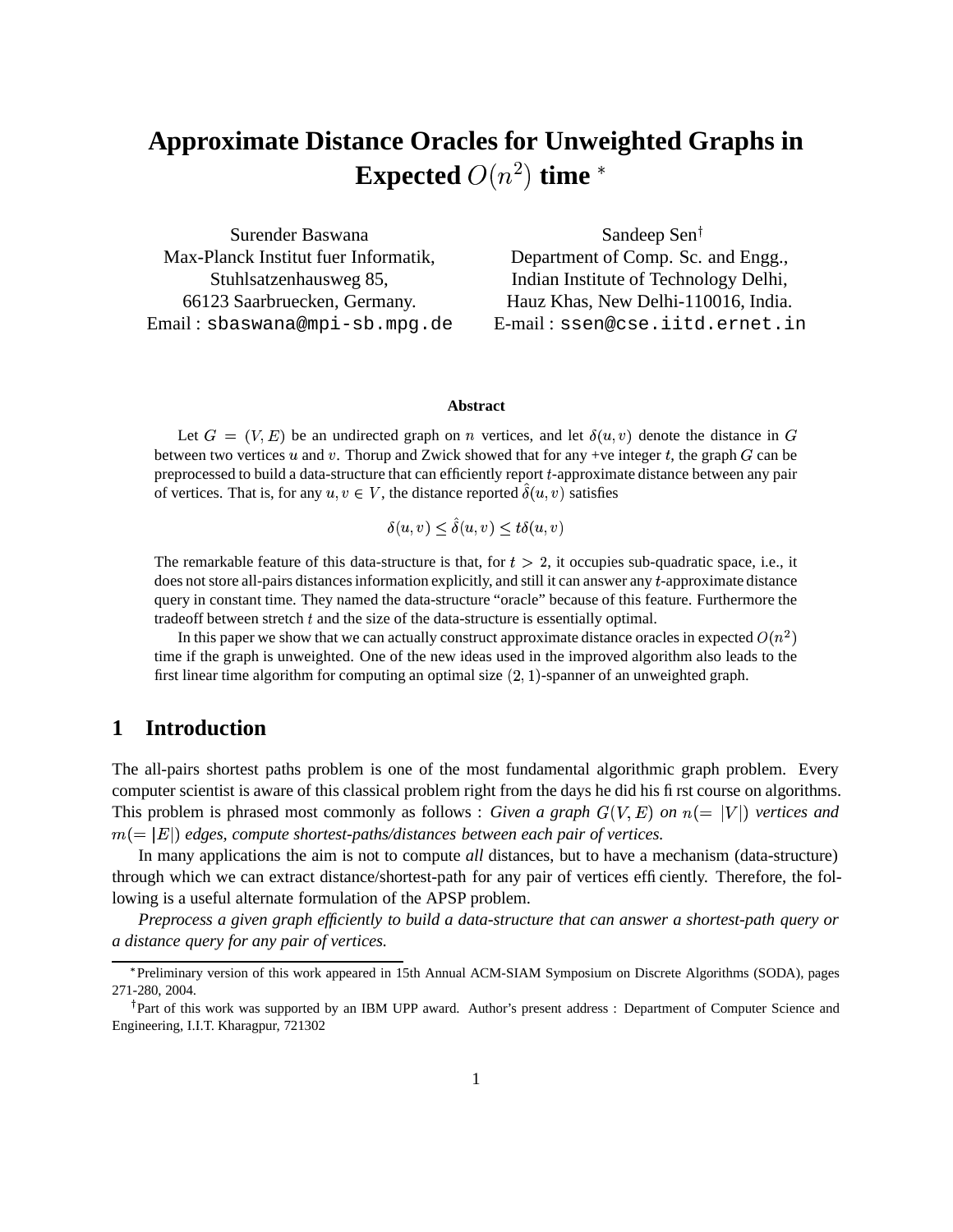# Approximate Distance Oracles for Unweighted Graphs in Expected $O(n^2)$ time *

Surender Baswana
Max-Planck Institut fuer Informatik,
Stuhlsatzenhausweg 85,
66123 Saarbruecken, Germany.
Email : sbaswana@mpi-sb.mpg.de

Sandeep Sen†
Department of Comp. Sc. and Engg.,
Indian Institute of Technology Delhi,
Hauz Khas, New Delhi-110016, India.
E-mail : ssen@cse.iitd.ernet.in

### Abstract

Let $G = (V, E)$ be an undirected graph on $n$ vertices, and let $\delta(u, v)$ denote the distance in $G$ between two vertices $u$ and $v$. Thorup and Zwick showed that for any +ve integer $t$, the graph $G$ can be preprocessed to build a data-structure that can efficiently report $t$-approximate distance between any pair of vertices. That is, for any $u, v \in V$, the distance reported $\hat{\delta}(u, v)$ satisfies

$$\delta(u, v) \leq \hat{\delta}(u, v) \leq t\delta(u, v)$$

The remarkable feature of this data-structure is that, for $t > 2$, it occupies sub-quadratic space, i.e., it does not store all-pairs distances information explicitly, and still it can answer any $t$-approximate distance query in constant time. They named the data-structure "oracle" because of this feature. Furthermore the tradeoff between stretch $t$ and the size of the data-structure is essentially optimal.

In this paper we show that we can actually construct approximate distance oracles in expected $O(n^2)$ time if the graph is unweighted. One of the new ideas used in the improved algorithm also leads to the first linear time algorithm for computing an optimal size $(2, 1)$-spanner of an unweighted graph.

## 1 Introduction

The all-pairs shortest paths problem is one of the most fundamental algorithmic graph problem. Every computer scientist is aware of this classical problem right from the days he did his first course on algorithms. This problem is phrased most commonly as follows : *Given a graph $G(V, E)$ on $n(= |V|)$ vertices and $m(= |E|)$ edges, compute shortest-paths/distances between each pair of vertices.*

In many applications the aim is not to compute *all* distances, but to have a mechanism (data-structure) through which we can extract distance/shortest-path for any pair of vertices efficiently. Therefore, the following is a useful alternate formulation of the APSP problem.

*Preprocess a given graph efficiently to build a data-structure that can answer a shortest-path query or a distance query for any pair of vertices.*

---

*Preliminary version of this work appeared in 15th Annual ACM-SIAM Symposium on Discrete Algorithms (SODA), pages 271-280, 2004.

†Part of this work was supported by an IBM UPP award. Author's present address : Department of Computer Science and Engineering, I.I.T. Kharagpur, 721302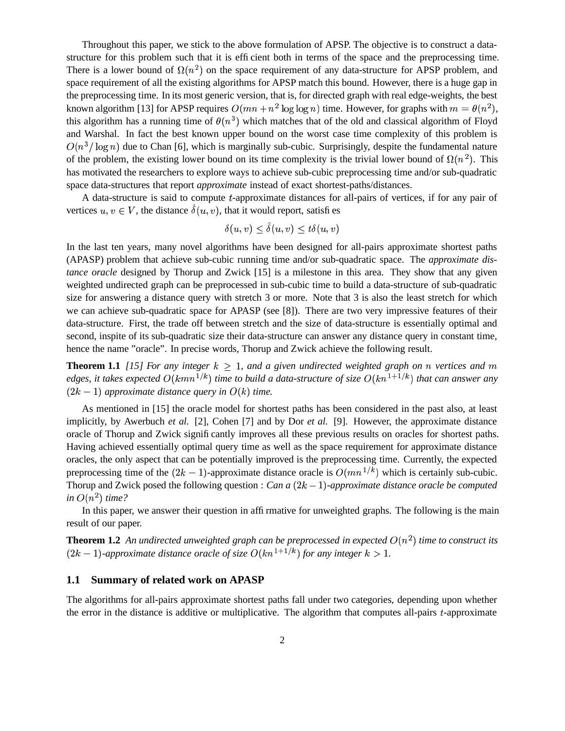Throughout this paper, we stick to the above formulation of APSP. The objective is to construct a data-structure for this problem such that it is efficient both in terms of the space and the preprocessing time. There is a lower bound of $\Omega(n^2)$ on the space requirement of any data-structure for APSP problem, and space requirement of all the existing algorithms for APSP match this bound. However, there is a huge gap in the preprocessing time. In its most generic version, that is, for directed graph with real edge-weights, the best known algorithm [13] for APSP requires $O(mn + n^2 \log\log n)$ time. However, for graphs with $m = \theta(n^2)$, this algorithm has a running time of $\theta(n^3)$ which matches that of the old and classical algorithm of Floyd and Warshal. In fact the best known upper bound on the worst case time complexity of this problem is $O(n^3/\log n)$ due to Chan [6], which is marginally sub-cubic. Surprisingly, despite the fundamental nature of the problem, the existing lower bound on its time complexity is the trivial lower bound of $\Omega(n^2)$. This has motivated the researchers to explore ways to achieve sub-cubic preprocessing time and/or sub-quadratic space data-structures that report *approximate* instead of exact shortest-paths/distances.

A data-structure is said to compute $t$-approximate distances for all-pairs of vertices, if for any pair of vertices $u, v \in V$, the distance $\hat{\delta}(u,v)$, that it would report, satisfies

$$\delta(u,v) \leq \hat{\delta}(u,v) \leq t\delta(u,v)$$

In the last ten years, many novel algorithms have been designed for all-pairs approximate shortest paths (APASP) problem that achieve sub-cubic running time and/or sub-quadratic space. The *approximate distance oracle* designed by Thorup and Zwick [15] is a milestone in this area. They show that any given weighted undirected graph can be preprocessed in sub-cubic time to build a data-structure of sub-quadratic size for answering a distance query with stretch 3 or more. Note that 3 is also the least stretch for which we can achieve sub-quadratic space for APASP (see [8]). There are two very impressive features of their data-structure. First, the trade off between stretch and the size of data-structure is essentially optimal and second, inspite of its sub-quadratic size their data-structure can answer any distance query in constant time, hence the name "oracle". In precise words, Thorup and Zwick achieve the following result.

**Theorem 1.1** *[15] For any integer $k \geq 1$, and a given undirected weighted graph on $n$ vertices and $m$ edges, it takes expected $O(kmn^{1/k})$ time to build a data-structure of size $O(kn^{1+1/k})$ that can answer any $(2k-1)$ approximate distance query in $O(k)$ time.*

As mentioned in [15] the oracle model for shortest paths has been considered in the past also, at least implicitly, by Awerbuch *et al.* [2], Cohen [7] and by Dor *et al.* [9]. However, the approximate distance oracle of Thorup and Zwick significantly improves all these previous results on oracles for shortest paths. Having achieved essentially optimal query time as well as the space requirement for approximate distance oracles, the only aspect that can be potentially improved is the preprocessing time. Currently, the expected preprocessing time of the $(2k-1)$-approximate distance oracle is $O(mn^{1/k})$ which is certainly sub-cubic. Thorup and Zwick posed the following question : *Can a $(2k-1)$-approximate distance oracle be computed in $O(n^2)$ time?*

In this paper, we answer their question in affirmative for unweighted graphs. The following is the main result of our paper.

**Theorem 1.2** *An undirected unweighted graph can be preprocessed in expected $O(n^2)$ time to construct its $(2k-1)$-approximate distance oracle of size $O(kn^{1+1/k})$ for any integer $k > 1$.*

### 1.1 Summary of related work on APASP

The algorithms for all-pairs approximate shortest paths fall under two categories, depending upon whether the error in the distance is additive or multiplicative. The algorithm that computes all-pairs $t$-approximate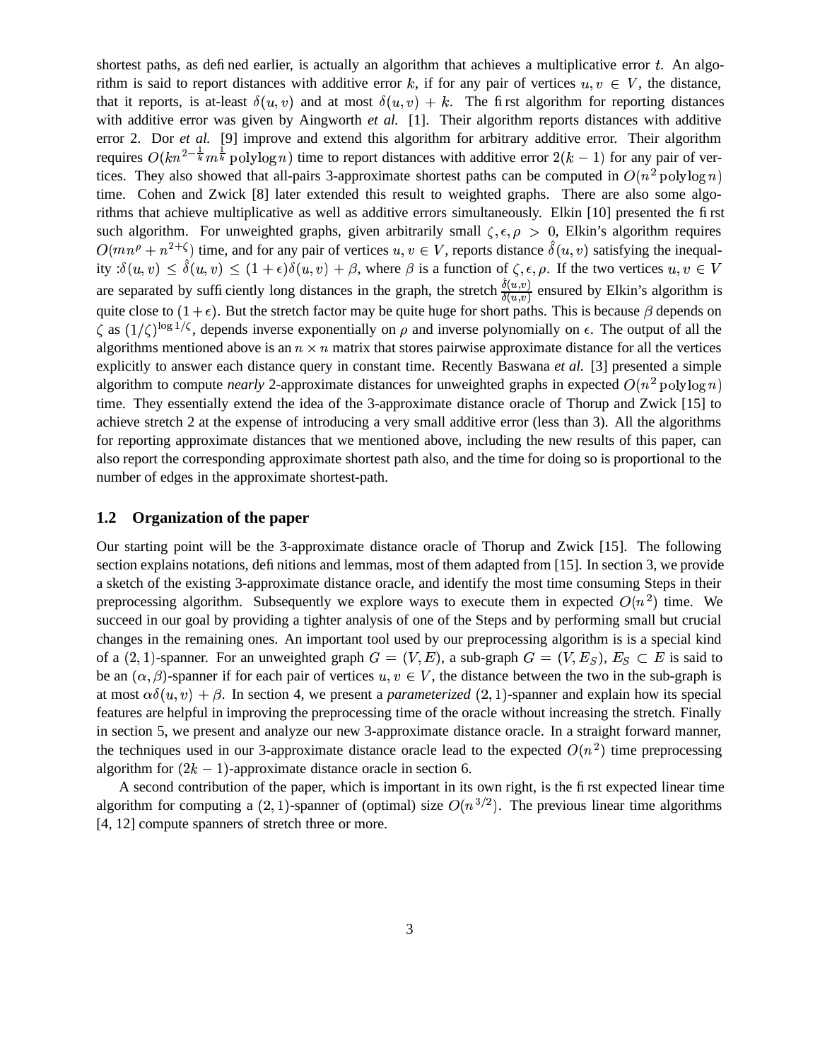shortest paths, as defined earlier, is actually an algorithm that achieves a multiplicative error $t$. An algorithm is said to report distances with additive error $k$, if for any pair of vertices $u, v \in V$, the distance, that it reports, is at-least $\delta(u, v)$ and at most $\delta(u, v) + k$. The first algorithm for reporting distances with additive error was given by Aingworth *et al.* [1]. Their algorithm reports distances with additive error 2. Dor *et al.* [9] improve and extend this algorithm for arbitrary additive error. Their algorithm requires $O(kn^{2-\frac{1}{k}}m^{\frac{1}{k}} \operatorname{polylog} n)$ time to report distances with additive error $2(k-1)$ for any pair of vertices. They also showed that all-pairs 3-approximate shortest paths can be computed in $O(n^2 \operatorname{polylog} n)$ time. Cohen and Zwick [8] later extended this result to weighted graphs. There are also some algorithms that achieve multiplicative as well as additive errors simultaneously. Elkin [10] presented the first such algorithm. For unweighted graphs, given arbitrarily small $\zeta, \epsilon, \rho > 0$, Elkin's algorithm requires $O(mn^{\rho} + n^{2+\zeta})$ time, and for any pair of vertices $u, v \in V$, reports distance $\hat{\delta}(u, v)$ satisfying the inequality :$\delta(u, v) \leq \hat{\delta}(u, v) \leq (1+\epsilon)\delta(u, v) + \beta$, where $\beta$ is a function of $\zeta, \epsilon, \rho$. If the two vertices $u, v \in V$ are separated by sufficiently long distances in the graph, the stretch $\frac{\hat{\delta}(u,v)}{\delta(u,v)}$ ensured by Elkin's algorithm is quite close to $(1+\epsilon)$. But the stretch factor may be quite huge for short paths. This is because $\beta$ depends on $\zeta$ as $(1/\zeta)^{\log 1/\zeta}$, depends inverse exponentially on $\rho$ and inverse polynomially on $\epsilon$. The output of all the algorithms mentioned above is an $n \times n$ matrix that stores pairwise approximate distance for all the vertices explicitly to answer each distance query in constant time. Recently Baswana *et al.* [3] presented a simple algorithm to compute *nearly* 2-approximate distances for unweighted graphs in expected $O(n^2 \operatorname{polylog} n)$ time. They essentially extend the idea of the 3-approximate distance oracle of Thorup and Zwick [15] to achieve stretch 2 at the expense of introducing a very small additive error (less than 3). All the algorithms for reporting approximate distances that we mentioned above, including the new results of this paper, can also report the corresponding approximate shortest path also, and the time for doing so is proportional to the number of edges in the approximate shortest-path.

### 1.2 Organization of the paper

Our starting point will be the 3-approximate distance oracle of Thorup and Zwick [15]. The following section explains notations, definitions and lemmas, most of them adapted from [15]. In section 3, we provide a sketch of the existing 3-approximate distance oracle, and identify the most time consuming Steps in their preprocessing algorithm. Subsequently we explore ways to execute them in expected $O(n^2)$ time. We succeed in our goal by providing a tighter analysis of one of the Steps and by performing small but crucial changes in the remaining ones. An important tool used by our preprocessing algorithm is is a special kind of a $(2, 1)$-spanner. For an unweighted graph $G = (V, E)$, a sub-graph $G = (V, E_S)$, $E_S \subset E$ is said to be an $(\alpha, \beta)$-spanner if for each pair of vertices $u, v \in V$, the distance between the two in the sub-graph is at most $\alpha\delta(u, v) + \beta$. In section 4, we present a *parameterized* $(2, 1)$-spanner and explain how its special features are helpful in improving the preprocessing time of the oracle without increasing the stretch. Finally in section 5, we present and analyze our new 3-approximate distance oracle. In a straight forward manner, the techniques used in our 3-approximate distance oracle lead to the expected $O(n^2)$ time preprocessing algorithm for $(2k-1)$-approximate distance oracle in section 6.

A second contribution of the paper, which is important in its own right, is the first expected linear time algorithm for computing a $(2, 1)$-spanner of (optimal) size $O(n^{3/2})$. The previous linear time algorithms [4, 12] compute spanners of stretch three or more.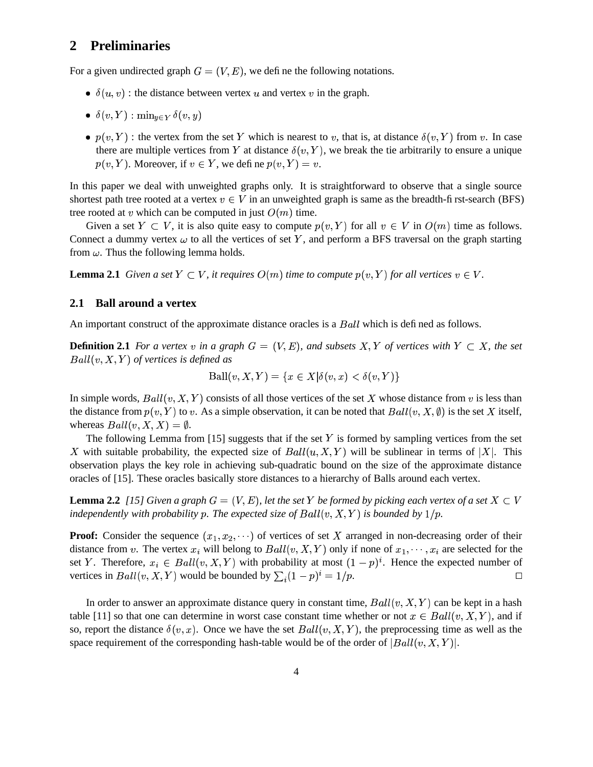## 2 Preliminaries

For a given undirected graph $G = (V, E)$, we define the following notations.

- $\delta(u, v)$ : the distance between vertex $u$ and vertex $v$ in the graph.
- $\delta(v, Y)$ : $\min_{y \in Y} \delta(v, y)$
- $p(v, Y)$ : the vertex from the set $Y$ which is nearest to $v$, that is, at distance $\delta(v, Y)$ from $v$. In case there are multiple vertices from $Y$ at distance $\delta(v, Y)$, we break the tie arbitrarily to ensure a unique $p(v, Y)$. Moreover, if $v \in Y$, we define $p(v, Y) = v$.

In this paper we deal with unweighted graphs only. It is straightforward to observe that a single source shortest path tree rooted at a vertex $v \in V$ in an unweighted graph is same as the breadth-first-search (BFS) tree rooted at $v$ which can be computed in just $O(m)$ time.

Given a set $Y \subset V$, it is also quite easy to compute $p(v, Y)$ for all $v \in V$ in $O(m)$ time as follows. Connect a dummy vertex $\omega$ to all the vertices of set $Y$, and perform a BFS traversal on the graph starting from $\omega$. Thus the following lemma holds.

**Lemma 2.1** *Given a set $Y \subset V$, it requires $O(m)$ time to compute $p(v, Y)$ for all vertices $v \in V$.*

### 2.1 Ball around a vertex

An important construct of the approximate distance oracles is a $Ball$ which is defined as follows.

**Definition 2.1** *For a vertex $v$ in a graph $G = (V, E)$, and subsets $X, Y$ of vertices with $Y \subset X$, the set $Ball(v, X, Y)$ of vertices is defined as*

$$\text{Ball}(v, X, Y) = \{x \in X | \delta(v, x) < \delta(v, Y)\}$$

In simple words, $Ball(v, X, Y)$ consists of all those vertices of the set $X$ whose distance from $v$ is less than the distance from $p(v, Y)$ to $v$. As a simple observation, it can be noted that $Ball(v, X, \emptyset)$ is the set $X$ itself, whereas $Ball(v, X, X) = \emptyset$.

The following Lemma from [15] suggests that if the set $Y$ is formed by sampling vertices from the set $X$ with suitable probability, the expected size of $Ball(u, X, Y)$ will be sublinear in terms of $|X|$. This observation plays the key role in achieving sub-quadratic bound on the size of the approximate distance oracles of [15]. These oracles basically store distances to a hierarchy of Balls around each vertex.

**Lemma 2.2** *[15] Given a graph $G = (V, E)$, let the set $Y$ be formed by picking each vertex of a set $X \subset V$ independently with probability $p$. The expected size of $Ball(v, X, Y)$ is bounded by $1/p$.*

**Proof:** Consider the sequence $(x_1, x_2, \cdots)$ of vertices of set $X$ arranged in non-decreasing order of their distance from $v$. The vertex $x_i$ will belong to $Ball(v, X, Y)$ only if none of $x_1, \cdots, x_i$ are selected for the set $Y$. Therefore, $x_i \in Ball(v, X, Y)$ with probability at most $(1 - p)^i$. Hence the expected number of vertices in $Ball(v, X, Y)$ would be bounded by $\sum_i (1 - p)^i = 1/p$. □

In order to answer an approximate distance query in constant time, $Ball(v, X, Y)$ can be kept in a hash table [11] so that one can determine in worst case constant time whether or not $x \in Ball(v, X, Y)$, and if so, report the distance $\delta(v, x)$. Once we have the set $Ball(v, X, Y)$, the preprocessing time as well as the space requirement of the corresponding hash-table would be of the order of $|Ball(v, X, Y)|$.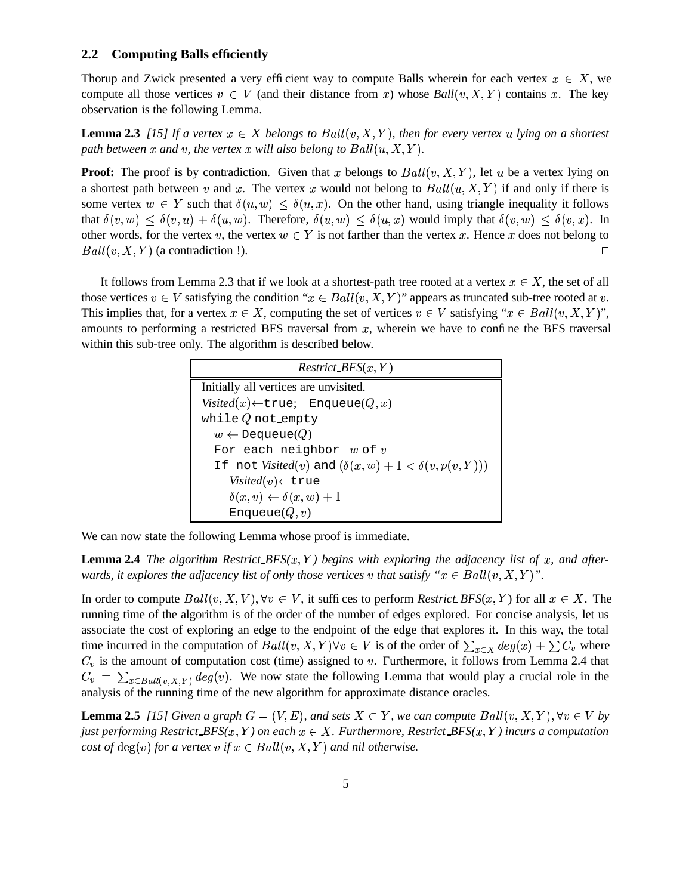### 2.2 Computing Balls efficiently

Thorup and Zwick presented a very efficient way to compute Balls wherein for each vertex $x \in X$, we compute all those vertices $v \in V$ (and their distance from $x$) whose *Ball*$(v, X, Y)$ contains $x$. The key observation is the following Lemma.

**Lemma 2.3** *[15] If a vertex $x \in X$ belongs to $Ball(v, X, Y)$, then for every vertex $u$ lying on a shortest path between $x$ and $v$, the vertex $x$ will also belong to $Ball(u, X, Y)$.*

**Proof:** The proof is by contradiction. Given that $x$ belongs to $Ball(v, X, Y)$, let $u$ be a vertex lying on a shortest path between $v$ and $x$. The vertex $x$ would not belong to $Ball(u, X, Y)$ if and only if there is some vertex $w \in Y$ such that $\delta(u, w) \leq \delta(u, x)$. On the other hand, using triangle inequality it follows that $\delta(v, w) \leq \delta(v, u) + \delta(u, w)$. Therefore, $\delta(u, w) \leq \delta(u, x)$ would imply that $\delta(v, w) \leq \delta(v, x)$. In other words, for the vertex $v$, the vertex $w \in Y$ is not farther than the vertex $x$. Hence $x$ does not belong to $Ball(v, X, Y)$ (a contradiction !). □

It follows from Lemma 2.3 that if we look at a shortest-path tree rooted at a vertex $x \in X$, the set of all those vertices $v \in V$ satisfying the condition "$x \in Ball(v, X, Y)$" appears as truncated sub-tree rooted at $v$. This implies that, for a vertex $x \in X$, computing the set of vertices $v \in V$ satisfying "$x \in Ball(v, X, Y)$", amounts to performing a restricted BFS traversal from $x$, wherein we have to confine the BFS traversal within this sub-tree only. The algorithm is described below.

```
Restrict_BFS(x, Y)
-------------------------------------------------
Initially all vertices are unvisited.
Visited(x) ← true;  Enqueue(Q, x)
while Q not_empty
  w ← Dequeue(Q)
  For each neighbor w of v
  If not Visited(v) and (δ(x, w) + 1 < δ(v, p(v, Y)))
     Visited(v) ← true
     δ(x, v) ← δ(x, w) + 1
     Enqueue(Q, v)
```

We can now state the following Lemma whose proof is immediate.

**Lemma 2.4** *The algorithm Restrict_BFS($x, Y$) begins with exploring the adjacency list of $x$, and afterwards, it explores the adjacency list of only those vertices $v$ that satisfy "$x \in Ball(v, X, Y)$".*

In order to compute $Ball(v, X, V), \forall v \in V$, it suffices to perform *Restrict_BFS*$(x, Y)$ for all $x \in X$. The running time of the algorithm is of the order of the number of edges explored. For concise analysis, let us associate the cost of exploring an edge to the endpoint of the edge that explores it. In this way, the total time incurred in the computation of $Ball(v, X, Y) \forall v \in V$ is of the order of $\sum_{x \in X} deg(x) + \sum C_v$ where $C_v$ is the amount of computation cost (time) assigned to $v$. Furthermore, it follows from Lemma 2.4 that $C_v = \sum_{x \in Ball(v,X,Y)} deg(v)$. We now state the following Lemma that would play a crucial role in the analysis of the running time of the new algorithm for approximate distance oracles.

**Lemma 2.5** *[15] Given a graph $G = (V, E)$, and sets $X \subset Y$, we can compute $Ball(v, X, Y), \forall v \in V$ by just performing Restrict_BFS($x, Y$) on each $x \in X$. Furthermore, Restrict_BFS($x, Y$) incurs a computation cost of $\deg(v)$ for a vertex $v$ if $x \in Ball(v, X, Y)$ and nil otherwise.*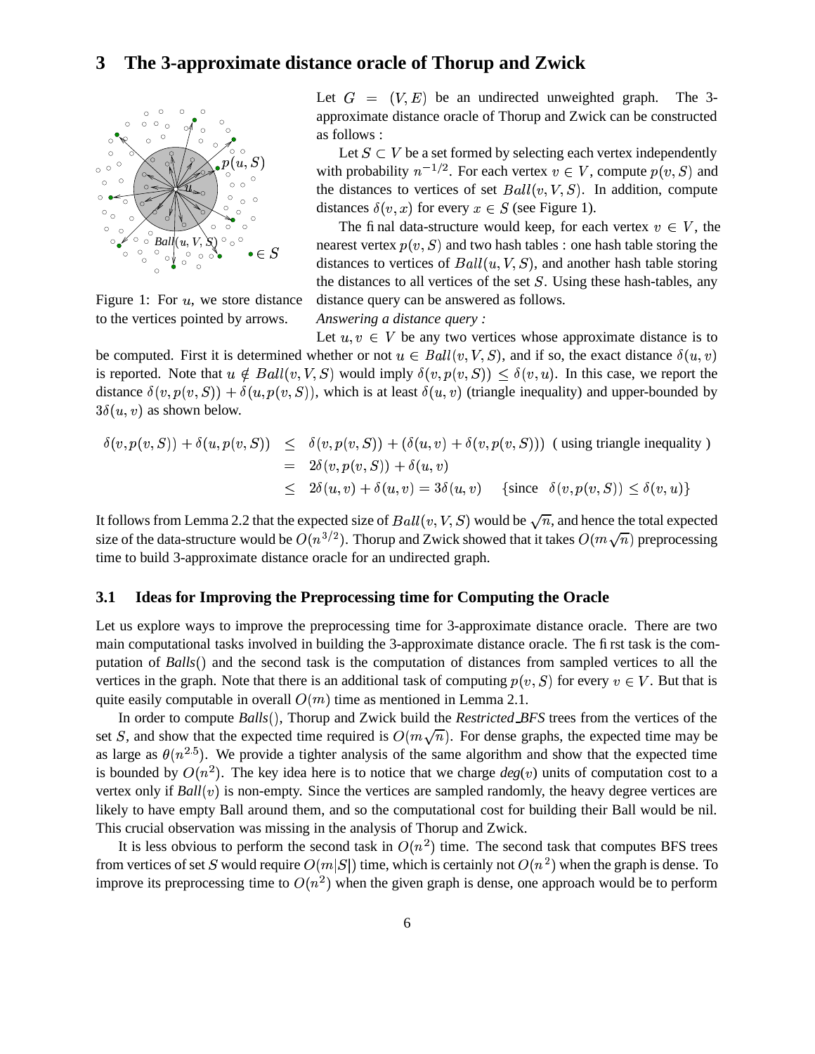## 3 The 3-approximate distance oracle of Thorup and Zwick

Figure 1: For $u$, we store distance to the vertices pointed by arrows.

Let $G = (V, E)$ be an undirected unweighted graph. The 3-approximate distance oracle of Thorup and Zwick can be constructed as follows :

Let $S \subset V$ be a set formed by selecting each vertex independently with probability $n^{-1/2}$. For each vertex $v \in V$, compute $p(v, S)$ and the distances to vertices of set $Ball(v, V, S)$. In addition, compute distances $\delta(v, x)$ for every $x \in S$ (see Figure 1).

The final data-structure would keep, for each vertex $v \in V$, the nearest vertex $p(v, S)$ and two hash tables : one hash table storing the distances to vertices of $Ball(u, V, S)$, and another hash table storing the distances to all vertices of the set $S$. Using these hash-tables, any distance query can be answered as follows.

*Answering a distance query :*

Let $u, v \in V$ be any two vertices whose approximate distance is to be computed. First it is determined whether or not $u \in Ball(v, V, S)$, and if so, the exact distance $\delta(u, v)$ is reported. Note that $u \notin Ball(v, V, S)$ would imply $\delta(v, p(v, S)) \leq \delta(v, u)$. In this case, we report the distance $\delta(v, p(v, S)) + \delta(u, p(v, S))$, which is at least $\delta(u, v)$ (triangle inequality) and upper-bounded by $3\delta(u, v)$ as shown below.

$$
\begin{aligned}
\delta(v, p(v, S)) + \delta(u, p(v, S)) &\leq \delta(v, p(v, S)) + (\delta(u, v) + \delta(v, p(v, S))) \quad \text{( using triangle inequality )} \\
&= 2\delta(v, p(v, S)) + \delta(u, v) \\
&\leq 2\delta(u, v) + \delta(u, v) = 3\delta(u, v) \quad \{\text{since } \delta(v, p(v, S)) \leq \delta(v, u)\}
\end{aligned}
$$

It follows from Lemma 2.2 that the expected size of $Ball(v, V, S)$ would be $\sqrt{n}$, and hence the total expected size of the data-structure would be $O(n^{3/2})$. Thorup and Zwick showed that it takes $O(m\sqrt{n})$ preprocessing time to build 3-approximate distance oracle for an undirected graph.

### 3.1 Ideas for Improving the Preprocessing time for Computing the Oracle

Let us explore ways to improve the preprocessing time for 3-approximate distance oracle. There are two main computational tasks involved in building the 3-approximate distance oracle. The first task is the computation of *Balls*() and the second task is the computation of distances from sampled vertices to all the vertices in the graph. Note that there is an additional task of computing $p(v, S)$ for every $v \in V$. But that is quite easily computable in overall $O(m)$ time as mentioned in Lemma 2.1.

In order to compute *Balls*(), Thorup and Zwick build the *Restricted_BFS* trees from the vertices of the set $S$, and show that the expected time required is $O(m\sqrt{n})$. For dense graphs, the expected time may be as large as $\theta(n^{2.5})$. We provide a tighter analysis of the same algorithm and show that the expected time is bounded by $O(n^2)$. The key idea here is to notice that we charge *deg*($v$) units of computation cost to a vertex only if *Ball*($v$) is non-empty. Since the vertices are sampled randomly, the heavy degree vertices are likely to have empty Ball around them, and so the computational cost for building their Ball would be nil. This crucial observation was missing in the analysis of Thorup and Zwick.

It is less obvious to perform the second task in $O(n^2)$ time. The second task that computes BFS trees from vertices of set $S$ would require $O(m|S|)$ time, which is certainly not $O(n^2)$ when the graph is dense. To improve its preprocessing time to $O(n^2)$ when the given graph is dense, one approach would be to perform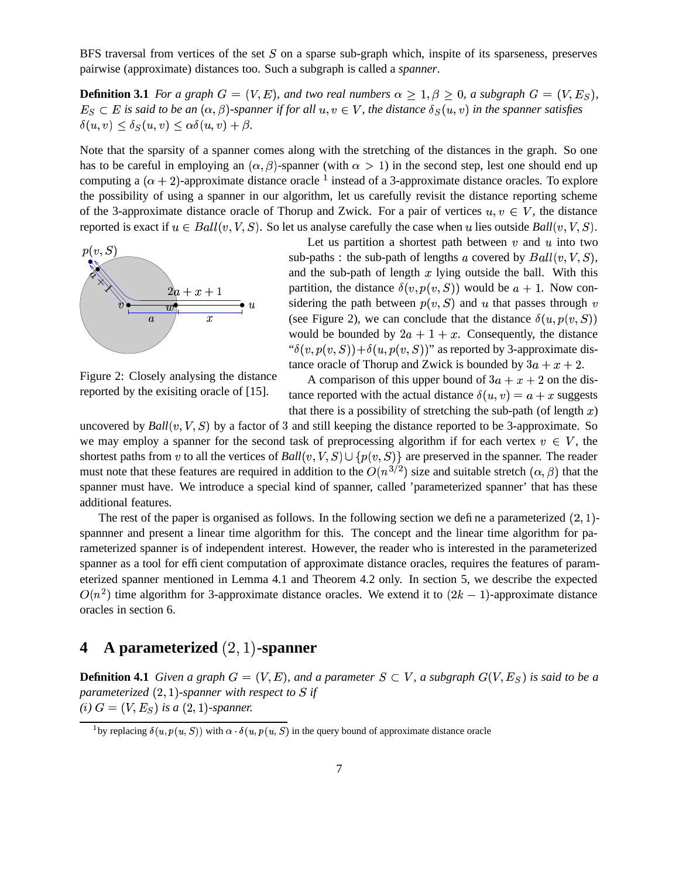BFS traversal from vertices of the set $S$ on a sparse sub-graph which, inspite of its sparseness, preserves pairwise (approximate) distances too. Such a subgraph is called a *spanner*.

**Definition 3.1** *For a graph $G = (V, E)$, and two real numbers $\alpha \geq 1, \beta \geq 0$, a subgraph $G = (V, E_S)$, $E_S \subset E$ is said to be an $(\alpha, \beta)$-spanner if for all $u, v \in V$, the distance $\delta_S(u, v)$ in the spanner satisfies $\delta(u, v) \leq \delta_S(u, v) \leq \alpha\delta(u, v) + \beta$.*

Note that the sparsity of a spanner comes along with the stretching of the distances in the graph. So one has to be careful in employing an $(\alpha, \beta)$-spanner (with $\alpha > 1$) in the second step, lest one should end up computing a $(\alpha + 2)$-approximate distance oracle [1] instead of a 3-approximate distance oracles. To explore the possibility of using a spanner in our algorithm, let us carefully revisit the distance reporting scheme of the 3-approximate distance oracle of Thorup and Zwick. For a pair of vertices $u, v \in V$, the distance reported is exact if $u \in Ball(v, V, S)$. So let us analyse carefully the case when $u$ lies outside *Ball*$(v, V, S)$.

Let us partition a shortest path between $v$ and $u$ into two sub-paths : the sub-path of lengths $a$ covered by $Ball(v, V, S)$, and the sub-path of length $x$ lying outside the ball. With this partition, the distance $\delta(v, p(v, S))$ would be $a + 1$. Now considering the path between $p(v, S)$ and $u$ that passes through $v$ (see Figure 2), we can conclude that the distance $\delta(u, p(v, S))$ would be bounded by $2a + 1 + x$. Consequently, the distance "$\delta(v, p(v, S)) + \delta(u, p(v, S))$" as reported by 3-approximate distance oracle of Thorup and Zwick is bounded by $3a + x + 2$.

Figure 2: Closely analysing the distance reported by the exisiting oracle of [15].

A comparison of this upper bound of $3a + x + 2$ on the distance reported with the actual distance $\delta(u, v) = a + x$ suggests that there is a possibility of stretching the sub-path (of length $x$) uncovered by *Ball*$(v, V, S)$ by a factor of 3 and still keeping the distance reported to be 3-approximate. So we may employ a spanner for the second task of preprocessing algorithm if for each vertex $v \in V$, the shortest paths from $v$ to all the vertices of *Ball*$(v, V, S) \cup \{p(v, S)\}$ are preserved in the spanner. The reader must note that these features are required in addition to the $O(n^{3/2})$ size and suitable stretch $(\alpha, \beta)$ that the spanner must have. We introduce a special kind of spanner, called 'parameterized spanner' that has these additional features.

The rest of the paper is organised as follows. In the following section we define a parameterized $(2, 1)$-spannner and present a linear time algorithm for this. The concept and the linear time algorithm for parameterized spanner is of independent interest. However, the reader who is interested in the parameterized spanner as a tool for efficient computation of approximate distance oracles, requires the features of parameterized spanner mentioned in Lemma 4.1 and Theorem 4.2 only. In section 5, we describe the expected $O(n^2)$ time algorithm for 3-approximate distance oracles. We extend it to $(2k - 1)$-approximate distance oracles in section 6.

## 4 A parameterized $(2, 1)$-spanner

**Definition 4.1** *Given a graph $G = (V, E)$, and a parameter $S \subset V$, a subgraph $G(V, E_S)$ is said to be a parameterized $(2, 1)$-spanner with respect to $S$ if*
*(i) $G = (V, E_S)$ is a $(2, 1)$-spanner.*

[1] by replacing $\delta(u, p(u, S))$ with $\alpha \cdot \delta(u, p(u, S)$ in the query bound of approximate distance oracle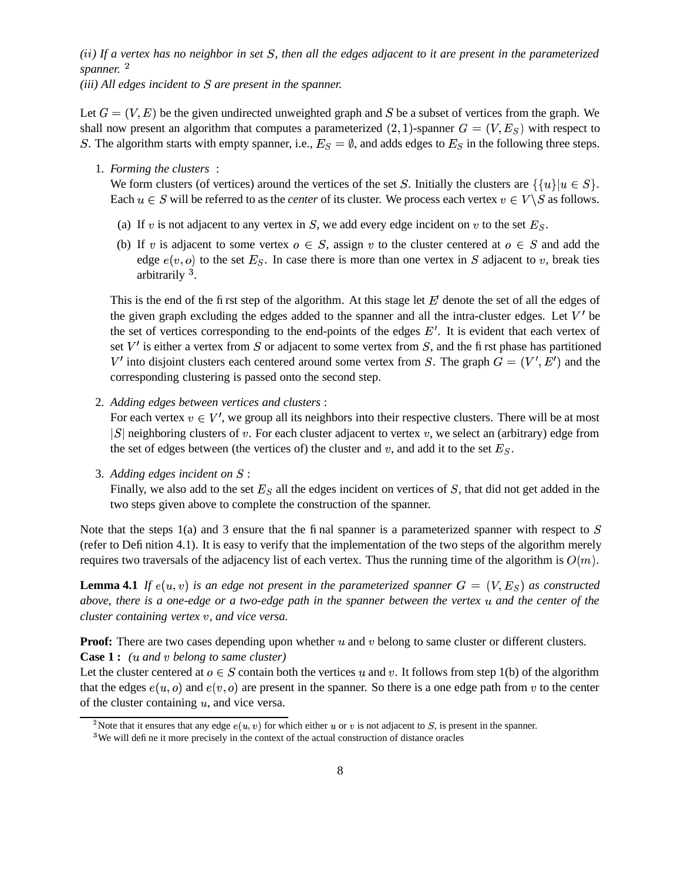*(ii) If a vertex has no neighbor in set $S$, then all the edges adjacent to it are present in the parameterized spanner.* [2]

*(iii) All edges incident to $S$ are present in the spanner.*

Let $G = (V, E)$ be the given undirected unweighted graph and $S$ be a subset of vertices from the graph. We shall now present an algorithm that computes a parameterized $(2, 1)$-spanner $G = (V, E_S)$ with respect to $S$. The algorithm starts with empty spanner, i.e., $E_S = \emptyset$, and adds edges to $E_S$ in the following three steps.

1. *Forming the clusters* :
   We form clusters (of vertices) around the vertices of the set $S$. Initially the clusters are $\{\{u\} | u \in S\}$. Each $u \in S$ will be referred to as the *center* of its cluster. We process each vertex $v \in V \setminus S$ as follows.

   (a) If $v$ is not adjacent to any vertex in $S$, we add every edge incident on $v$ to the set $E_S$.

   (b) If $v$ is adjacent to some vertex $o \in S$, assign $v$ to the cluster centered at $o \in S$ and add the edge $e(v, o)$ to the set $E_S$. In case there is more than one vertex in $S$ adjacent to $v$, break ties arbitrarily [3].

   This is the end of the first step of the algorithm. At this stage let $E'$ denote the set of all the edges of the given graph excluding the edges added to the spanner and all the intra-cluster edges. Let $V'$ be the set of vertices corresponding to the end-points of the edges $E'$. It is evident that each vertex of set $V'$ is either a vertex from $S$ or adjacent to some vertex from $S$, and the first phase has partitioned $V'$ into disjoint clusters each centered around some vertex from $S$. The graph $G = (V', E')$ and the corresponding clustering is passed onto the second step.

2. *Adding edges between vertices and clusters* :
   For each vertex $v \in V'$, we group all its neighbors into their respective clusters. There will be at most $|S|$ neighboring clusters of $v$. For each cluster adjacent to vertex $v$, we select an (arbitrary) edge from the set of edges between (the vertices of) the cluster and $v$, and add it to the set $E_S$.

3. *Adding edges incident on $S$* :
   Finally, we also add to the set $E_S$ all the edges incident on vertices of $S$, that did not get added in the two steps given above to complete the construction of the spanner.

Note that the steps 1(a) and 3 ensure that the final spanner is a parameterized spanner with respect to $S$ (refer to Definition 4.1). It is easy to verify that the implementation of the two steps of the algorithm merely requires two traversals of the adjacency list of each vertex. Thus the running time of the algorithm is $O(m)$.

**Lemma 4.1** *If $e(u, v)$ is an edge not present in the parameterized spanner $G = (V, E_S)$ as constructed above, there is a one-edge or a two-edge path in the spanner between the vertex $u$ and the center of the cluster containing vertex $v$, and vice versa.*

**Proof:** There are two cases depending upon whether $u$ and $v$ belong to same cluster or different clusters.

**Case 1 :** *($u$ and $v$ belong to same cluster)*

Let the cluster centered at $o \in S$ contain both the vertices $u$ and $v$. It follows from step 1(b) of the algorithm that the edges $e(u, o)$ and $e(v, o)$ are present in the spanner. So there is a one edge path from $v$ to the center of the cluster containing $u$, and vice versa.

---

[2] Note that it ensures that any edge $e(u, v)$ for which either $u$ or $v$ is not adjacent to $S$, is present in the spanner.

[3] We will define it more precisely in the context of the actual construction of distance oracles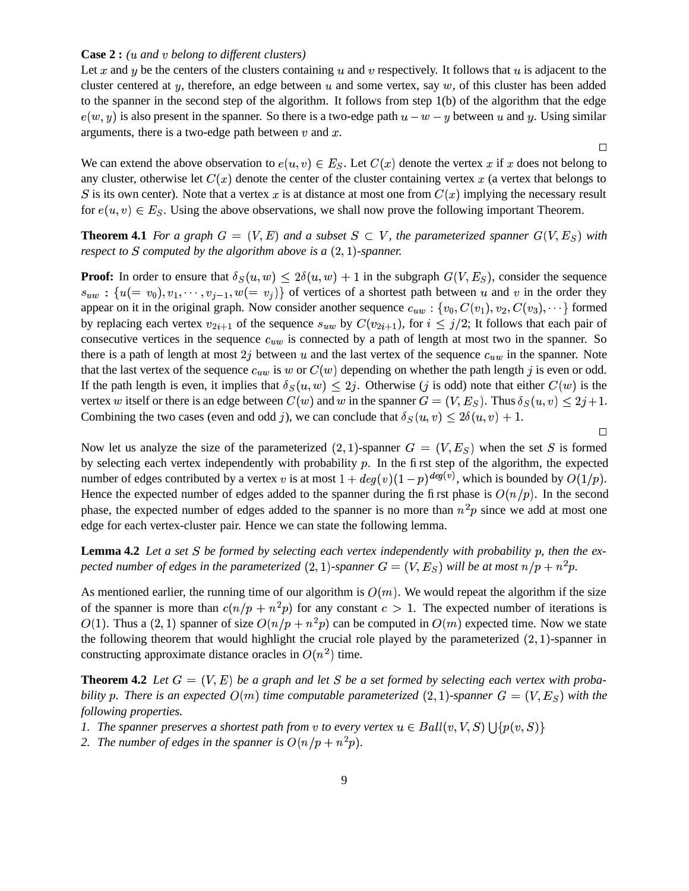**Case 2 :** *(u and v belong to different clusters)*

Let $x$ and $y$ be the centers of the clusters containing $u$ and $v$ respectively. It follows that $u$ is adjacent to the cluster centered at $y$, therefore, an edge between $u$ and some vertex, say $w$, of this cluster has been added to the spanner in the second step of the algorithm. It follows from step 1(b) of the algorithm that the edge $e(w, y)$ is also present in the spanner. So there is a two-edge path $u - w - y$ between $u$ and $y$. Using similar arguments, there is a two-edge path between $v$ and $x$.

□

We can extend the above observation to $e(u, v) \in E_S$. Let $C(x)$ denote the vertex $x$ if $x$ does not belong to any cluster, otherwise let $C(x)$ denote the center of the cluster containing vertex $x$ (a vertex that belongs to $S$ is its own center). Note that a vertex $x$ is at distance at most one from $C(x)$ implying the necessary result for $e(u, v) \in E_S$. Using the above observations, we shall now prove the following important Theorem.

**Theorem 4.1** *For a graph $G = (V, E)$ and a subset $S \subset V$, the parameterized spanner $G(V, E_S)$ with respect to $S$ computed by the algorithm above is a $(2, 1)$-spanner.*

**Proof:** In order to ensure that $\delta_S(u, w) \le 2\delta(u, w) + 1$ in the subgraph $G(V, E_S)$, consider the sequence $s_{uw} : \{u(= v_0), v_1, \cdots, v_{j-1}, w(= v_j)\}$ of vertices of a shortest path between $u$ and $v$ in the order they appear on it in the original graph. Now consider another sequence $c_{uw} : \{v_0, C(v_1), v_2, C(v_3), \cdots\}$ formed by replacing each vertex $v_{2i+1}$ of the sequence $s_{uw}$ by $C(v_{2i+1})$, for $i \le j/2$; It follows that each pair of consecutive vertices in the sequence $c_{uw}$ is connected by a path of length at most two in the spanner. So there is a path of length at most $2j$ between $u$ and the last vertex of the sequence $c_{uw}$ in the spanner. Note that the last vertex of the sequence $c_{uw}$ is $w$ or $C(w)$ depending on whether the path length $j$ is even or odd. If the path length is even, it implies that $\delta_S(u, w) \le 2j$. Otherwise ($j$ is odd) note that either $C(w)$ is the vertex $w$ itself or there is an edge between $C(w)$ and $w$ in the spanner $G = (V, E_S)$. Thus $\delta_S(u, v) \le 2j + 1$. Combining the two cases (even and odd $j$), we can conclude that $\delta_S(u, v) \le 2\delta(u, v) + 1$.

□

Now let us analyze the size of the parameterized $(2, 1)$-spanner $G = (V, E_S)$ when the set $S$ is formed by selecting each vertex independently with probability $p$. In the first step of the algorithm, the expected number of edges contributed by a vertex $v$ is at most $1 + deg(v)(1 - p)^{deg(v)}$, which is bounded by $O(1/p)$. Hence the expected number of edges added to the spanner during the first phase is $O(n/p)$. In the second phase, the expected number of edges added to the spanner is no more than $n^2 p$ since we add at most one edge for each vertex-cluster pair. Hence we can state the following lemma.

**Lemma 4.2** *Let a set $S$ be formed by selecting each vertex independently with probability $p$, then the expected number of edges in the parameterized $(2, 1)$-spanner $G = (V, E_S)$ will be at most $n/p + n^2 p$.*

As mentioned earlier, the running time of our algorithm is $O(m)$. We would repeat the algorithm if the size of the spanner is more than $c(n/p + n^2 p)$ for any constant $c > 1$. The expected number of iterations is $O(1)$. Thus a $(2, 1)$ spanner of size $O(n/p + n^2 p)$ can be computed in $O(m)$ expected time. Now we state the following theorem that would highlight the crucial role played by the parameterized $(2, 1)$-spanner in constructing approximate distance oracles in $O(n^2)$ time.

**Theorem 4.2** *Let $G = (V, E)$ be a graph and let $S$ be a set formed by selecting each vertex with probability $p$. There is an expected $O(m)$ time computable parameterized $(2, 1)$-spanner $G = (V, E_S)$ with the following properties.*

1. *The spanner preserves a shortest path from $v$ to every vertex $u \in Ball(v, V, S) \bigcup \{p(v, S)\}$*
2. *The number of edges in the spanner is $O(n/p + n^2 p)$.*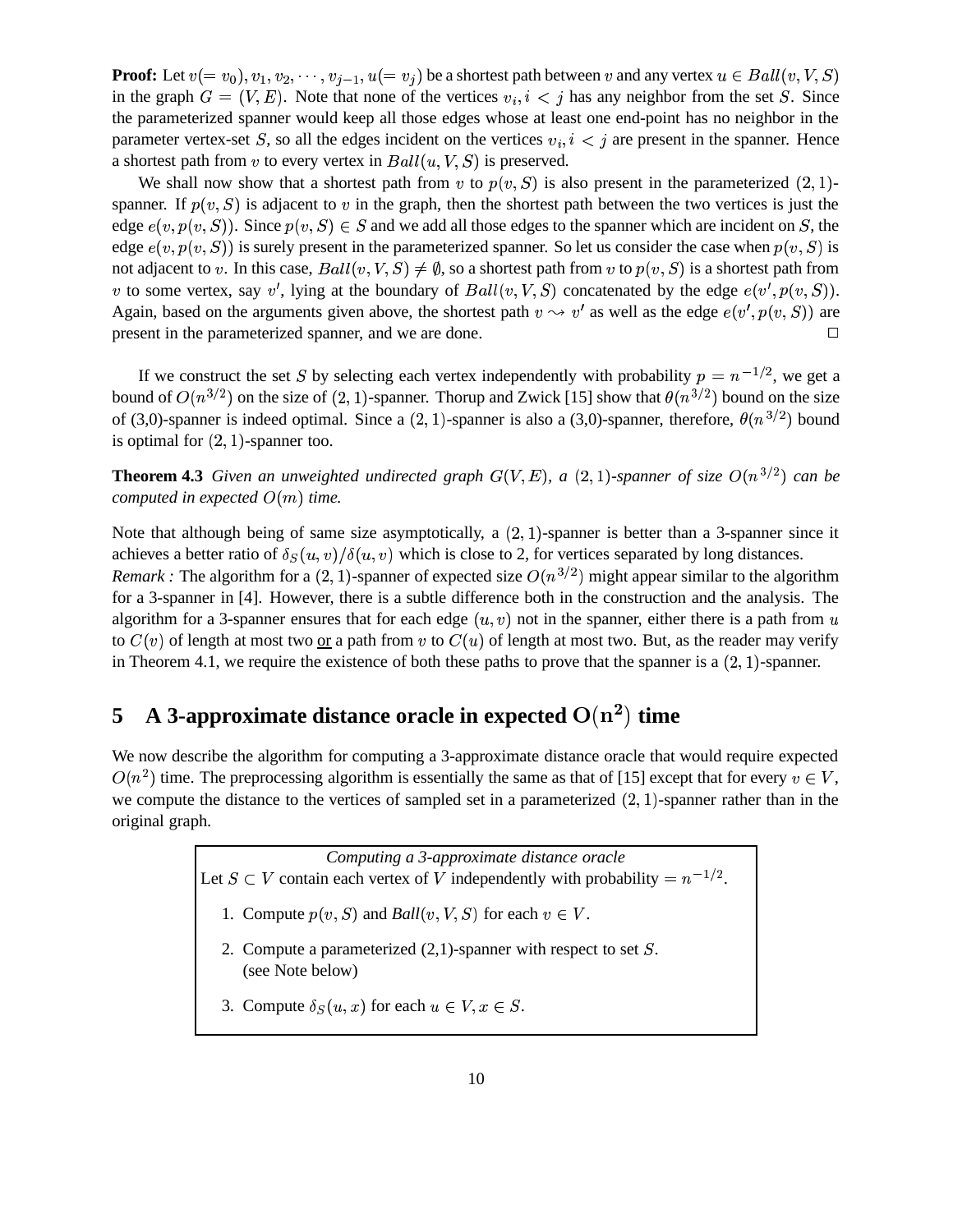**Proof:** Let $v(= v_0), v_1, v_2, \cdots, v_{j-1}, u(= v_j)$ be a shortest path between $v$ and any vertex $u \in Ball(v, V, S)$ in the graph $G = (V, E)$. Note that none of the vertices $v_i, i < j$ has any neighbor from the set $S$. Since the parameterized spanner would keep all those edges whose at least one end-point has no neighbor in the parameter vertex-set $S$, so all the edges incident on the vertices $v_i, i < j$ are present in the spanner. Hence a shortest path from $v$ to every vertex in $Ball(u, V, S)$ is preserved.

We shall now show that a shortest path from $v$ to $p(v, S)$ is also present in the parameterized $(2, 1)$-spanner. If $p(v, S)$ is adjacent to $v$ in the graph, then the shortest path between the two vertices is just the edge $e(v, p(v, S))$. Since $p(v, S) \in S$ and we add all those edges to the spanner which are incident on $S$, the edge $e(v, p(v, S))$ is surely present in the parameterized spanner. So let us consider the case when $p(v, S)$ is not adjacent to $v$. In this case, $Ball(v, V, S) \neq \emptyset$, so a shortest path from $v$ to $p(v, S)$ is a shortest path from $v$ to some vertex, say $v'$, lying at the boundary of $Ball(v, V, S)$ concatenated by the edge $e(v', p(v, S))$. Again, based on the arguments given above, the shortest path $v \rightsquigarrow v'$ as well as the edge $e(v', p(v, S))$ are present in the parameterized spanner, and we are done. □

If we construct the set $S$ by selecting each vertex independently with probability $p = n^{-1/2}$, we get a bound of $O(n^{3/2})$ on the size of $(2, 1)$-spanner. Thorup and Zwick [15] show that $\theta(n^{3/2})$ bound on the size of (3,0)-spanner is indeed optimal. Since a $(2, 1)$-spanner is also a (3,0)-spanner, therefore, $\theta(n^{3/2})$ bound is optimal for $(2, 1)$-spanner too.

**Theorem 4.3** *Given an unweighted undirected graph $G(V, E)$, a $(2, 1)$-spanner of size $O(n^{3/2})$ can be computed in expected $O(m)$ time.*

Note that although being of same size asymptotically, a $(2, 1)$-spanner is better than a 3-spanner since it achieves a better ratio of $\delta_S(u, v)/\delta(u, v)$ which is close to 2, for vertices separated by long distances.
*Remark :* The algorithm for a $(2, 1)$-spanner of expected size $O(n^{3/2})$ might appear similar to the algorithm for a 3-spanner in [4]. However, there is a subtle difference both in the construction and the analysis. The algorithm for a 3-spanner ensures that for each edge $(u, v)$ not in the spanner, either there is a path from $u$ to $C(v)$ of length at most two <u>or</u> a path from $v$ to $C(u)$ of length at most two. But, as the reader may verify in Theorem 4.1, we require the existence of both these paths to prove that the spanner is a $(2, 1)$-spanner.

# 5 A 3-approximate distance oracle in expected $\mathbf{O(n^2)}$ time

We now describe the algorithm for computing a 3-approximate distance oracle that would require expected $O(n^2)$ time. The preprocessing algorithm is essentially the same as that of [15] except that for every $v \in V$, we compute the distance to the vertices of sampled set in a parameterized $(2, 1)$-spanner rather than in the original graph.

*Computing a 3-approximate distance oracle*

Let $S \subset V$ contain each vertex of $V$ independently with probability $= n^{-1/2}$.

1. Compute $p(v, S)$ and *Ball*$(v, V, S)$ for each $v \in V$.
2. Compute a parameterized (2,1)-spanner with respect to set $S$. (see Note below)
3. Compute $\delta_S(u, x)$ for each $u \in V, x \in S$.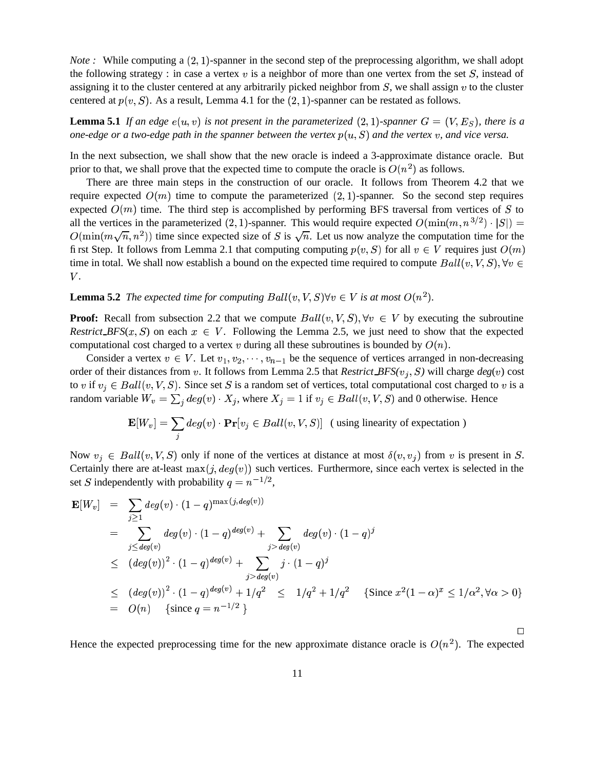*Note :* While computing a $(2,1)$-spanner in the second step of the preprocessing algorithm, we shall adopt the following strategy : in case a vertex $v$ is a neighbor of more than one vertex from the set $S$, instead of assigning it to the cluster centered at any arbitrarily picked neighbor from $S$, we shall assign $v$ to the cluster centered at $p(v, S)$. As a result, Lemma 4.1 for the $(2,1)$-spanner can be restated as follows.

**Lemma 5.1** *If an edge $e(u, v)$ is not present in the parameterized $(2,1)$-spanner $G = (V, E_S)$, there is a one-edge or a two-edge path in the spanner between the vertex $p(u, S)$ and the vertex $v$, and vice versa.*

In the next subsection, we shall show that the new oracle is indeed a 3-approximate distance oracle. But prior to that, we shall prove that the expected time to compute the oracle is $O(n^2)$ as follows.

There are three main steps in the construction of our oracle. It follows from Theorem 4.2 that we require expected $O(m)$ time to compute the parameterized $(2,1)$-spanner. So the second step requires expected $O(m)$ time. The third step is accomplished by performing BFS traversal from vertices of $S$ to all the vertices in the parameterized $(2,1)$-spanner. This would require expected $O(\min(m, n^{3/2}) \cdot |S|) = O(\min(m\sqrt{n}, n^2))$ time since expected size of $S$ is $\sqrt{n}$. Let us now analyze the computation time for the first Step. It follows from Lemma 2.1 that computing computing $p(v, S)$ for all $v \in V$ requires just $O(m)$ time in total. We shall now establish a bound on the expected time required to compute $Ball(v, V, S), \forall v \in V$.

**Lemma 5.2** *The expected time for computing $Ball(v, V, S) \forall v \in V$ is at most $O(n^2)$.*

**Proof:** Recall from subsection 2.2 that we compute $Ball(v, V, S), \forall v \in V$ by executing the subroutine *Restrict_BFS*$(x, S)$ on each $x \in V$. Following the Lemma 2.5, we just need to show that the expected computational cost charged to a vertex $v$ during all these subroutines is bounded by $O(n)$.

Consider a vertex $v \in V$. Let $v_1, v_2, \cdots, v_{n-1}$ be the sequence of vertices arranged in non-decreasing order of their distances from $v$. It follows from Lemma 2.5 that *Restrict_BFS*$(v_j, S)$ will charge *deg*$(v)$ cost to $v$ if $v_j \in Ball(v, V, S)$. Since set $S$ is a random set of vertices, total computational cost charged to $v$ is a random variable $W_v = \sum_j deg(v) \cdot X_j$, where $X_j = 1$ if $v_j \in Ball(v, V, S)$ and 0 otherwise. Hence

$$\mathbf{E}[W_v] = \sum_j deg(v) \cdot \mathbf{Pr}[v_j \in Ball(v, V, S)] \quad \text{( using linearity of expectation )}$$

Now $v_j \in Ball(v, V, S)$ only if none of the vertices at distance at most $\delta(v, v_j)$ from $v$ is present in $S$. Certainly there are at-least $\max(j, deg(v))$ such vertices. Furthermore, since each vertex is selected in the set $S$ independently with probability $q = n^{-1/2}$,

$$\begin{aligned}
\mathbf{E}[W_v] &= \sum_{j \geq 1} deg(v) \cdot (1-q)^{\max(j, deg(v))} \\
&= \sum_{j \leq deg(v)} deg(v) \cdot (1-q)^{deg(v)} + \sum_{j > deg(v)} deg(v) \cdot (1-q)^j \\
&\leq (deg(v))^2 \cdot (1-q)^{deg(v)} + \sum_{j > deg(v)} j \cdot (1-q)^j \\
&\leq (deg(v))^2 \cdot (1-q)^{deg(v)} + 1/q^2 \quad \leq \quad 1/q^2 + 1/q^2 \qquad \{\text{Since } x^2(1-\alpha)^x \leq 1/\alpha^2, \forall \alpha > 0\} \\
&= O(n) \qquad \{\text{since } q = n^{-1/2}\ \}
\end{aligned}$$

$\square$

Hence the expected preprocessing time for the new approximate distance oracle is $O(n^2)$. The expected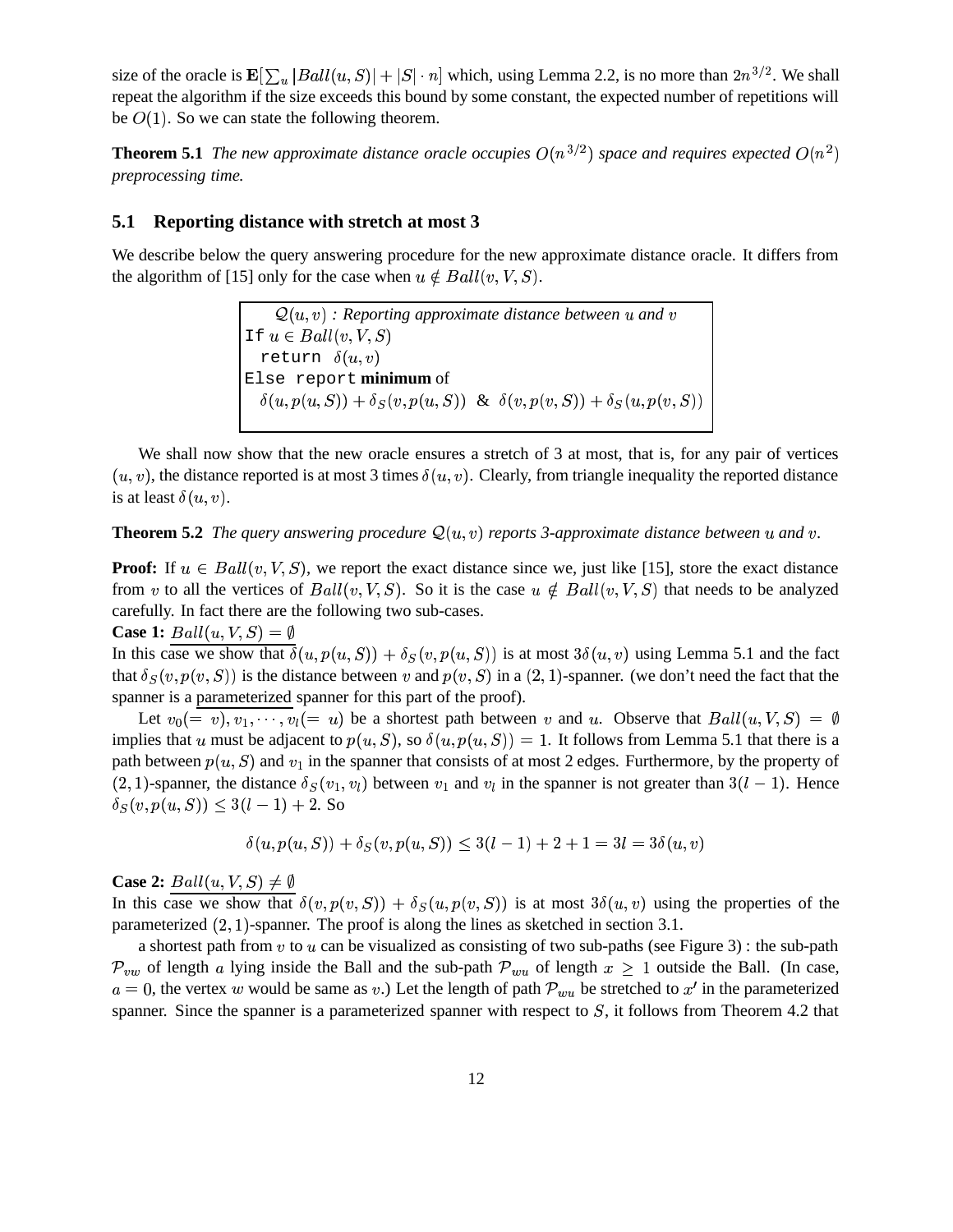size of the oracle is $\mathbf{E}[\sum_u |Ball(u,S)| + |S| \cdot n]$ which, using Lemma 2.2, is no more than $2n^{3/2}$. We shall repeat the algorithm if the size exceeds this bound by some constant, the expected number of repetitions will be $O(1)$. So we can state the following theorem.

**Theorem 5.1** *The new approximate distance oracle occupies $O(n^{3/2})$ space and requires expected $O(n^2)$ preprocessing time.*

## 5.1 Reporting distance with stretch at most 3

We describe below the query answering procedure for the new approximate distance oracle. It differs from the algorithm of [15] only for the case when $u \notin Ball(v, V, S)$.

> $\mathcal{Q}(u,v)$ : *Reporting approximate distance between $u$ and $v$*
> `If` $u \in Ball(v, V, S)$
> `return` $\delta(u,v)$
> `Else report` **minimum** of
> $\delta(u, p(u,S)) + \delta_S(v, p(u,S))$ & $\delta(v, p(v,S)) + \delta_S(u, p(v,S))$

We shall now show that the new oracle ensures a stretch of 3 at most, that is, for any pair of vertices $(u,v)$, the distance reported is at most 3 times $\delta(u,v)$. Clearly, from triangle inequality the reported distance is at least $\delta(u,v)$.

**Theorem 5.2** *The query answering procedure $\mathcal{Q}(u,v)$ reports 3-approximate distance between $u$ and $v$.*

**Proof:** If $u \in Ball(v, V, S)$, we report the exact distance since we, just like [15], store the exact distance from $v$ to all the vertices of $Ball(v, V, S)$. So it is the case $u \notin Ball(v, V, S)$ that needs to be analyzed carefully. In fact there are the following two sub-cases.

**Case 1:** $\underline{Ball(u, V, S) = \emptyset}$

In this case we show that $\delta(u, p(u,S)) + \delta_S(v, p(u,S))$ is at most $3\delta(u,v)$ using Lemma 5.1 and the fact that $\delta_S(v, p(v,S))$ is the distance between $v$ and $p(v,S)$ in a $(2,1)$-spanner. (we don't need the fact that the spanner is a <u>parameterized</u> spanner for this part of the proof).

Let $v_0 (= v), v_1, \cdots, v_l (= u)$ be a shortest path between $v$ and $u$. Observe that $Ball(u, V, S) = \emptyset$ implies that $u$ must be adjacent to $p(u,S)$, so $\delta(u, p(u,S)) = 1$. It follows from Lemma 5.1 that there is a path between $p(u,S)$ and $v_1$ in the spanner that consists of at most 2 edges. Furthermore, by the property of $(2,1)$-spanner, the distance $\delta_S(v_1, v_l)$ between $v_1$ and $v_l$ in the spanner is not greater than $3(l-1)$. Hence $\delta_S(v, p(u,S)) \leq 3(l-1) + 2$. So

$$\delta(u, p(u,S)) + \delta_S(v, p(u,S)) \leq 3(l-1) + 2 + 1 = 3l = 3\delta(u,v)$$

**Case 2:** $\underline{Ball(u, V, S) \neq \emptyset}$

In this case we show that $\delta(v, p(v,S)) + \delta_S(u, p(v,S))$ is at most $3\delta(u,v)$ using the properties of the parameterized $(2,1)$-spanner. The proof is along the lines as sketched in section 3.1.

a shortest path from $v$ to $u$ can be visualized as consisting of two sub-paths (see Figure 3) : the sub-path $\mathcal{P}_{vw}$ of length $a$ lying inside the Ball and the sub-path $\mathcal{P}_{wu}$ of length $x \geq 1$ outside the Ball. (In case, $a = 0$, the vertex $w$ would be same as $v$.) Let the length of path $\mathcal{P}_{wu}$ be stretched to $x'$ in the parameterized spanner. Since the spanner is a parameterized spanner with respect to $S$, it follows from Theorem 4.2 that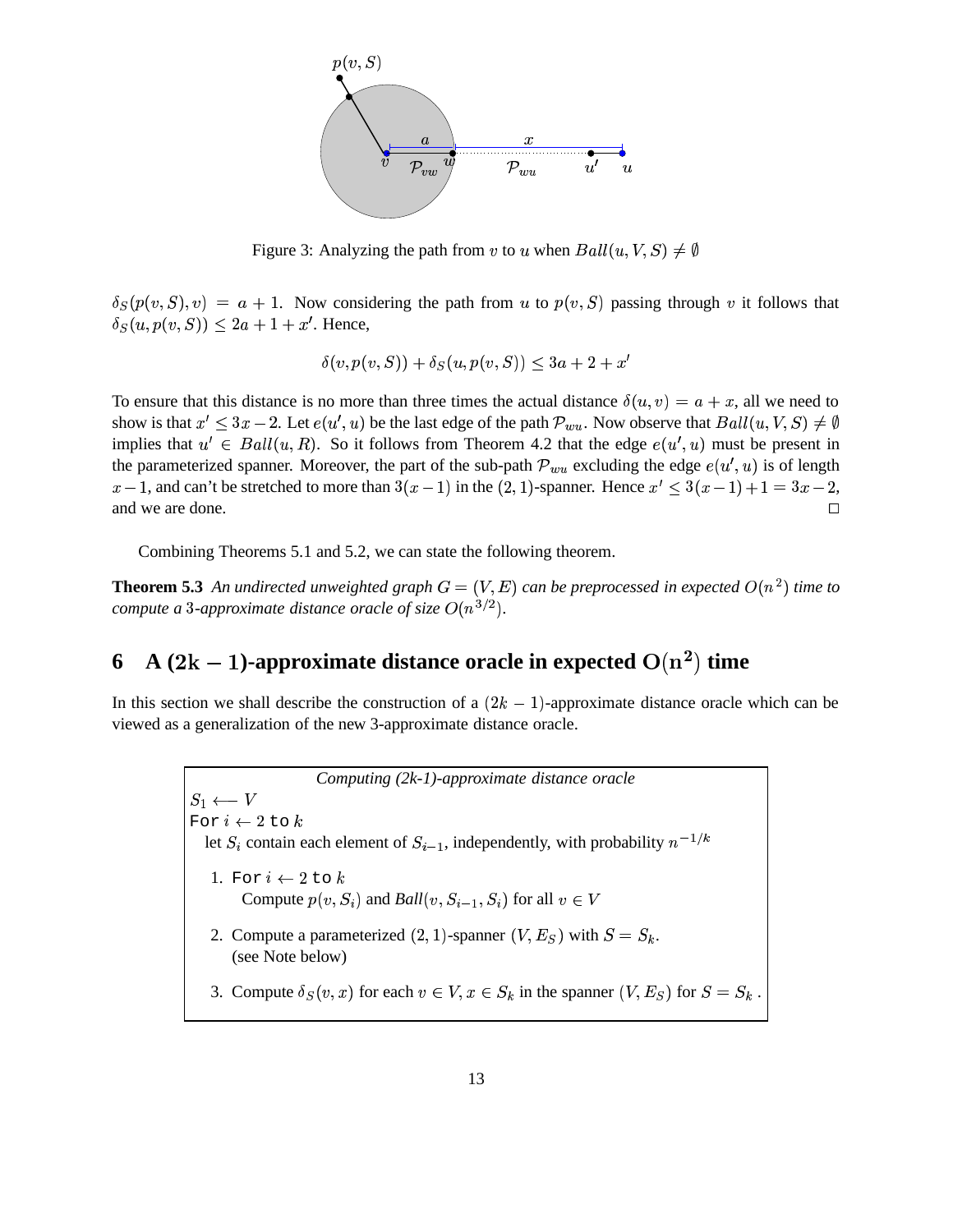Figure 3: Analyzing the path from $v$ to $u$ when $Ball(u, V, S) \neq \emptyset$

$\delta_S(p(v,S), v) = a + 1$. Now considering the path from $u$ to $p(v,S)$ passing through $v$ it follows that $\delta_S(u, p(v,S)) \leq 2a + 1 + x'$. Hence,

$$\delta(v, p(v,S)) + \delta_S(u, p(v,S)) \leq 3a + 2 + x'$$

To ensure that this distance is no more than three times the actual distance $\delta(u,v) = a + x$, all we need to show is that $x' \leq 3x - 2$. Let $e(u', u)$ be the last edge of the path $\mathcal{P}_{wu}$. Now observe that $Ball(u, V, S) \neq \emptyset$ implies that $u' \in Ball(u, R)$. So it follows from Theorem 4.2 that the edge $e(u', u)$ must be present in the parameterized spanner. Moreover, the part of the sub-path $\mathcal{P}_{wu}$ excluding the edge $e(u', u)$ is of length $x - 1$, and can't be stretched to more than $3(x-1)$ in the $(2,1)$-spanner. Hence $x' \leq 3(x-1) + 1 = 3x - 2$, and we are done. □

Combining Theorems 5.1 and 5.2, we can state the following theorem.

**Theorem 5.3** *An undirected unweighted graph $G = (V, E)$ can be preprocessed in expected $O(n^2)$ time to compute a 3-approximate distance oracle of size $O(n^{3/2})$.*

## 6 A $(2k-1)$-approximate distance oracle in expected $O(n^2)$ time

In this section we shall describe the construction of a $(2k-1)$-approximate distance oracle which can be viewed as a generalization of the new 3-approximate distance oracle.

*Computing (2k-1)-approximate distance oracle*

$S_1 \longleftarrow V$
For $i \leftarrow 2$ to $k$
  let $S_i$ contain each element of $S_{i-1}$, independently, with probability $n^{-1/k}$

1. For $i \leftarrow 2$ to $k$
   Compute $p(v, S_i)$ and $Ball(v, S_{i-1}, S_i)$ for all $v \in V$
2. Compute a parameterized $(2,1)$-spanner $(V, E_S)$ with $S = S_k$.
   (see Note below)
3. Compute $\delta_S(v, x)$ for each $v \in V, x \in S_k$ in the spanner $(V, E_S)$ for $S = S_k$.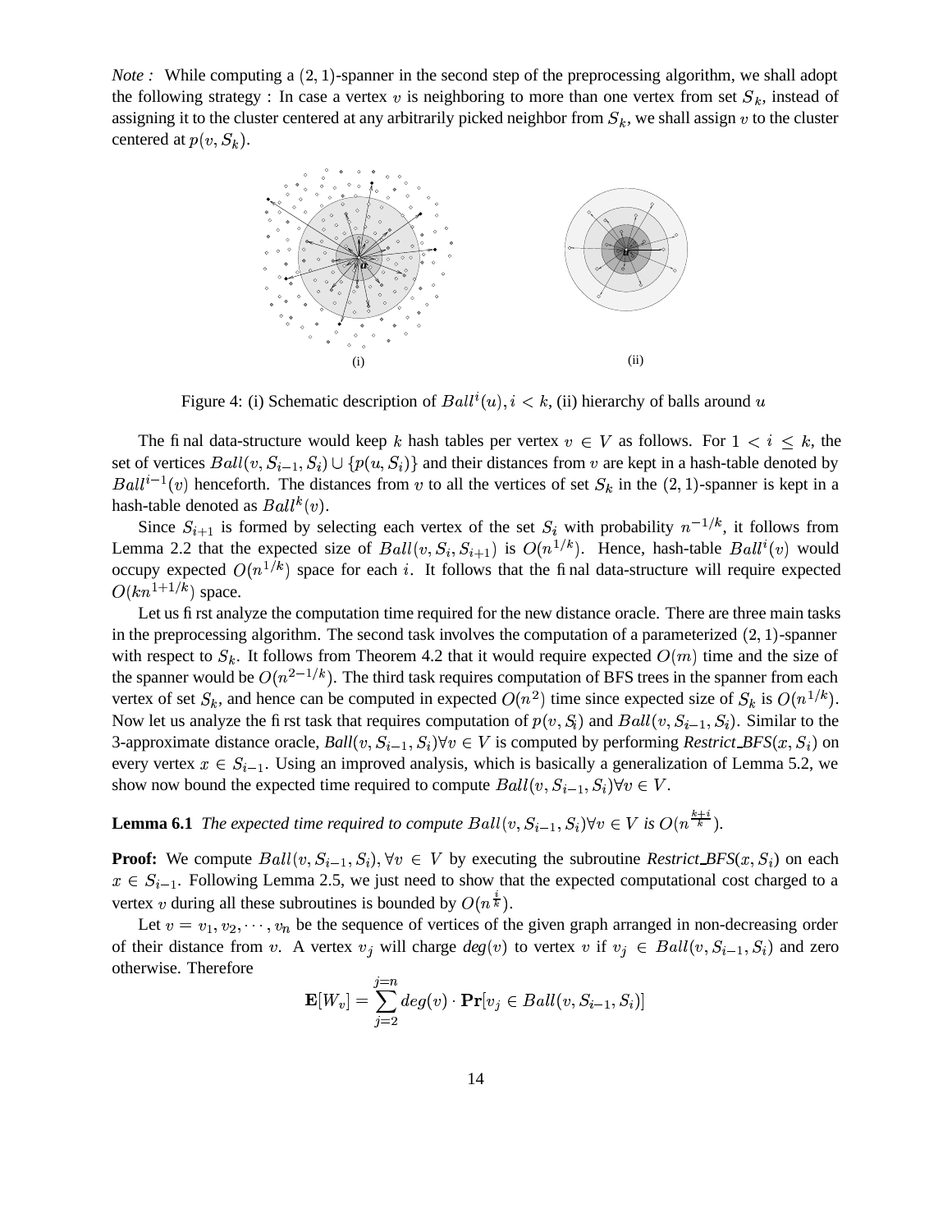*Note :* While computing a $(2,1)$-spanner in the second step of the preprocessing algorithm, we shall adopt the following strategy : In case a vertex $v$ is neighboring to more than one vertex from set $S_k$, instead of assigning it to the cluster centered at any arbitrarily picked neighbor from $S_k$, we shall assign $v$ to the cluster centered at $p(v, S_k)$.

(i) (ii)

Figure 4: (i) Schematic description of $Ball^i(u), i < k$, (ii) hierarchy of balls around $u$

The final data-structure would keep $k$ hash tables per vertex $v \in V$ as follows. For $1 < i \leq k$, the set of vertices $Ball(v, S_{i-1}, S_i) \cup \{p(u, S_i)\}$ and their distances from $v$ are kept in a hash-table denoted by $Ball^{i-1}(v)$ henceforth. The distances from $v$ to all the vertices of set $S_k$ in the $(2,1)$-spanner is kept in a hash-table denoted as $Ball^k(v)$.

Since $S_{i+1}$ is formed by selecting each vertex of the set $S_i$ with probability $n^{-1/k}$, it follows from Lemma 2.2 that the expected size of $Ball(v, S_i, S_{i+1})$ is $O(n^{1/k})$. Hence, hash-table $Ball^i(v)$ would occupy expected $O(n^{1/k})$ space for each $i$. It follows that the final data-structure will require expected $O(kn^{1+1/k})$ space.

Let us first analyze the computation time required for the new distance oracle. There are three main tasks in the preprocessing algorithm. The second task involves the computation of a parameterized $(2,1)$-spanner with respect to $S_k$. It follows from Theorem 4.2 that it would require expected $O(m)$ time and the size of the spanner would be $O(n^{2-1/k})$. The third task requires computation of BFS trees in the spanner from each vertex of set $S_k$, and hence can be computed in expected $O(n^2)$ time since expected size of $S_k$ is $O(n^{1/k})$. Now let us analyze the first task that requires computation of $p(v, S_i)$ and $Ball(v, S_{i-1}, S_i)$. Similar to the 3-approximate distance oracle, *Ball*$(v, S_{i-1}, S_i) \forall v \in V$ is computed by performing *Restrict_BFS*$(x, S_i)$ on every vertex $x \in S_{i-1}$. Using an improved analysis, which is basically a generalization of Lemma 5.2, we show now bound the expected time required to compute $Ball(v, S_{i-1}, S_i) \forall v \in V$.

**Lemma 6.1** *The expected time required to compute $Ball(v, S_{i-1}, S_i) \forall v \in V$ is $O(n^{\frac{k+i}{k}})$.*

**Proof:** We compute $Ball(v, S_{i-1}, S_i), \forall v \in V$ by executing the subroutine *Restrict_BFS*$(x, S_i)$ on each $x \in S_{i-1}$. Following Lemma 2.5, we just need to show that the expected computational cost charged to a vertex $v$ during all these subroutines is bounded by $O(n^{\frac{i}{k}})$.

Let $v = v_1, v_2, \cdots, v_n$ be the sequence of vertices of the given graph arranged in non-decreasing order of their distance from $v$. A vertex $v_j$ will charge *deg*$(v)$ to vertex $v$ if $v_j \in Ball(v, S_{i-1}, S_i)$ and zero otherwise. Therefore

$$\mathbf{E}[W_v] = \sum_{j=2}^{j=n} deg(v) \cdot \mathbf{Pr}[v_j \in Ball(v, S_{i-1}, S_i)]$$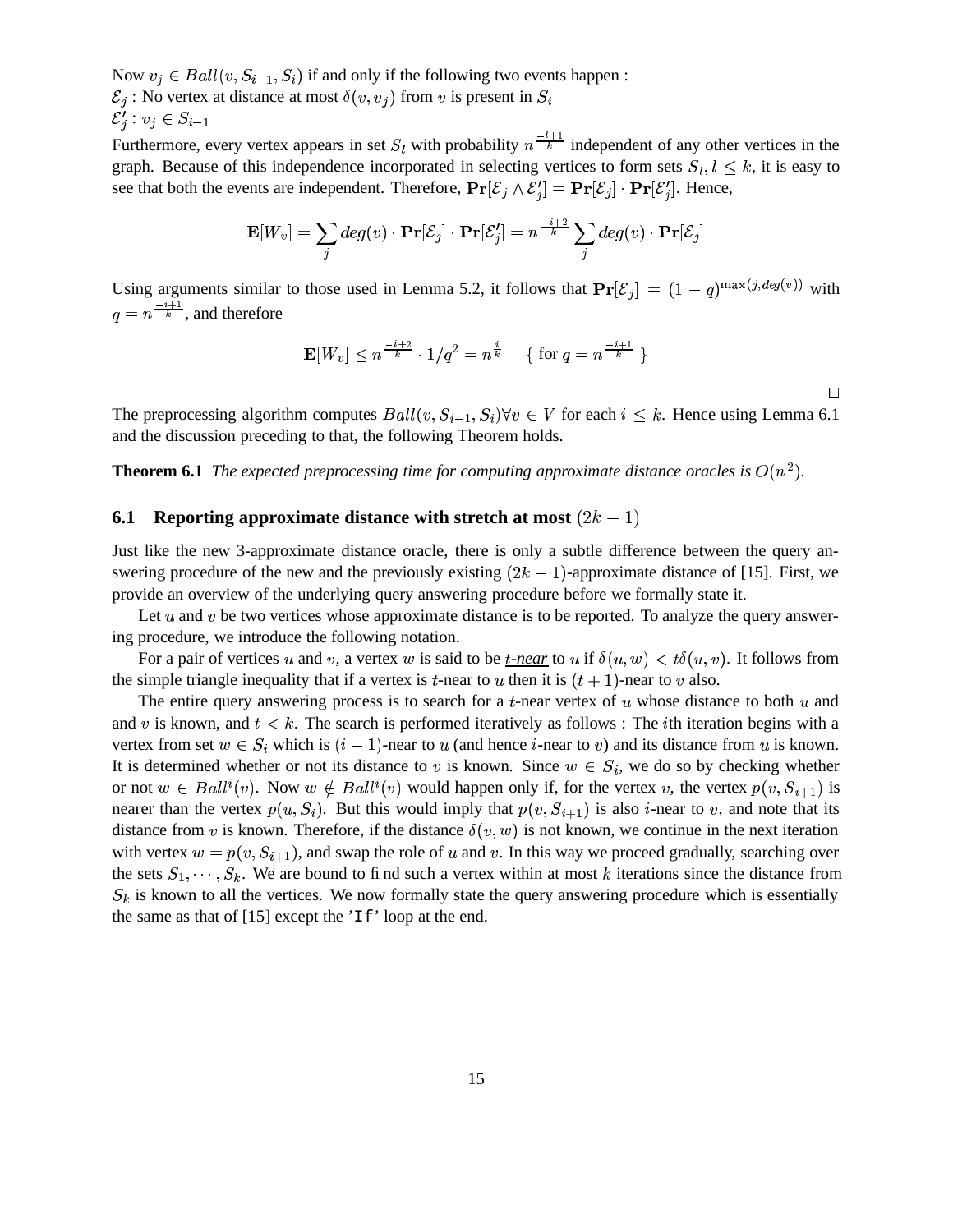Now $v_j \in Ball(v, S_{i-1}, S_i)$ if and only if the following two events happen :
$\mathcal{E}_j$ : No vertex at distance at most $\delta(v, v_j)$ from $v$ is present in $S_i$
$\mathcal{E}'_j : v_j \in S_{i-1}$

Furthermore, every vertex appears in set $S_l$ with probability $n^{\frac{-l+1}{k}}$ independent of any other vertices in the graph. Because of this independence incorporated in selecting vertices to form sets $S_l, l \leq k$, it is easy to see that both the events are independent. Therefore, $\mathbf{Pr}[\mathcal{E}_j \wedge \mathcal{E}'_j] = \mathbf{Pr}[\mathcal{E}_j] \cdot \mathbf{Pr}[\mathcal{E}'_j]$. Hence,

$$\mathbf{E}[W_v] = \sum_j deg(v) \cdot \mathbf{Pr}[\mathcal{E}_j] \cdot \mathbf{Pr}[\mathcal{E}'_j] = n^{\frac{-i+2}{k}} \sum_j deg(v) \cdot \mathbf{Pr}[\mathcal{E}_j]$$

Using arguments similar to those used in Lemma 5.2, it follows that $\mathbf{Pr}[\mathcal{E}_j] = (1-q)^{\max(j, deg(v))}$ with $q = n^{\frac{-i+1}{k}}$, and therefore

$$\mathbf{E}[W_v] \leq n^{\frac{-i+2}{k}} \cdot 1/q^2 = n^{\frac{i}{k}} \quad \{ \text{ for } q = n^{\frac{-i+1}{k}} \}$$

□

The preprocessing algorithm computes $Ball(v, S_{i-1}, S_i) \forall v \in V$ for each $i \leq k$. Hence using Lemma 6.1 and the discussion preceding to that, the following Theorem holds.

**Theorem 6.1** *The expected preprocessing time for computing approximate distance oracles is $O(n^2)$.*

## 6.1 Reporting approximate distance with stretch at most $(2k-1)$

Just like the new 3-approximate distance oracle, there is only a subtle difference between the query answering procedure of the new and the previously existing $(2k-1)$-approximate distance of [15]. First, we provide an overview of the underlying query answering procedure before we formally state it.

Let $u$ and $v$ be two vertices whose approximate distance is to be reported. To analyze the query answering procedure, we introduce the following notation.

For a pair of vertices $u$ and $v$, a vertex $w$ is said to be ***t-near*** to $u$ if $\delta(u, w) < t\delta(u, v)$. It follows from the simple triangle inequality that if a vertex is $t$-near to $u$ then it is $(t+1)$-near to $v$ also.

The entire query answering process is to search for a $t$-near vertex of $u$ whose distance to both $u$ and and $v$ is known, and $t < k$. The search is performed iteratively as follows : The $i$th iteration begins with a vertex from set $w \in S_i$ which is $(i-1)$-near to $u$ (and hence $i$-near to $v$) and its distance from $u$ is known. It is determined whether or not its distance to $v$ is known. Since $w \in S_i$, we do so by checking whether or not $w \in Ball^i(v)$. Now $w \notin Ball^i(v)$ would happen only if, for the vertex $v$, the vertex $p(v, S_{i+1})$ is nearer than the vertex $p(u, S_i)$. But this would imply that $p(v, S_{i+1})$ is also $i$-near to $v$, and note that its distance from $v$ is known. Therefore, if the distance $\delta(v, w)$ is not known, we continue in the next iteration with vertex $w = p(v, S_{i+1})$, and swap the role of $u$ and $v$. In this way we proceed gradually, searching over the sets $S_1, \cdots, S_k$. We are bound to find such a vertex within at most $k$ iterations since the distance from $S_k$ is known to all the vertices. We now formally state the query answering procedure which is essentially the same as that of [15] except the '`If`' loop at the end.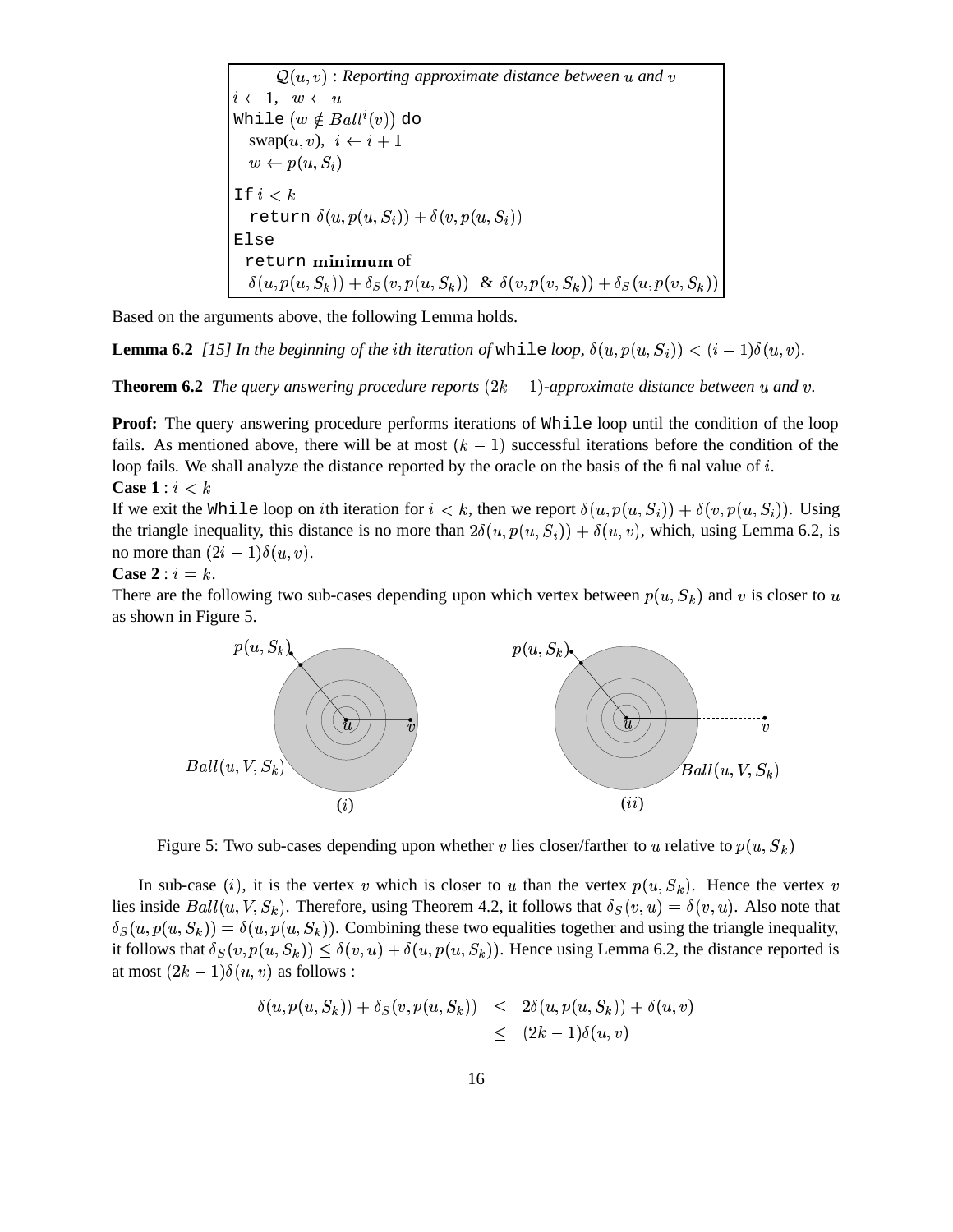```
Q(u,v) : Reporting approximate distance between u and v
i ← 1,  w ← u
While (w ∉ Ball^i(v)) do
   swap(u,v),  i ← i + 1
   w ← p(u, S_i)
If i < k
   return δ(u, p(u,S_i)) + δ(v, p(u,S_i))
Else
   return minimum of
   δ(u, p(u,S_k)) + δ_S(v, p(u,S_k))  &  δ(v, p(v,S_k)) + δ_S(u, p(v,S_k))
```

Based on the arguments above, the following Lemma holds.

**Lemma 6.2** *[15] In the beginning of the $i$th iteration of* `while` *loop, $\delta(u, p(u, S_i)) < (i-1)\delta(u, v)$.*

**Theorem 6.2** *The query answering procedure reports $(2k-1)$-approximate distance between $u$ and $v$.*

**Proof:** The query answering procedure performs iterations of `While` loop until the condition of the loop fails. As mentioned above, there will be at most $(k-1)$ successful iterations before the condition of the loop fails. We shall analyze the distance reported by the oracle on the basis of the final value of $i$.

**Case 1** : $i < k$

If we exit the `While` loop on $i$th iteration for $i < k$, then we report $\delta(u, p(u, S_i)) + \delta(v, p(u, S_i))$. Using the triangle inequality, this distance is no more than $2\delta(u, p(u, S_i)) + \delta(u, v)$, which, using Lemma 6.2, is no more than $(2i-1)\delta(u, v)$.

**Case 2** : $i = k$.

There are the following two sub-cases depending upon which vertex between $p(u, S_k)$ and $v$ is closer to $u$ as shown in Figure 5.

Figure 5: Two sub-cases depending upon whether $v$ lies closer/farther to $u$ relative to $p(u, S_k)$

In sub-case $(i)$, it is the vertex $v$ which is closer to $u$ than the vertex $p(u, S_k)$. Hence the vertex $v$ lies inside $Ball(u, V, S_k)$. Therefore, using Theorem 4.2, it follows that $\delta_S(v, u) = \delta(v, u)$. Also note that $\delta_S(u, p(u, S_k)) = \delta(u, p(u, S_k))$. Combining these two equalities together and using the triangle inequality, it follows that $\delta_S(v, p(u, S_k)) \leq \delta(v, u) + \delta(u, p(u, S_k))$. Hence using Lemma 6.2, the distance reported is at most $(2k-1)\delta(u, v)$ as follows :

$$
\begin{aligned}
\delta(u, p(u, S_k)) + \delta_S(v, p(u, S_k)) &\leq 2\delta(u, p(u, S_k)) + \delta(u, v) \\
&\leq (2k-1)\delta(u, v)
\end{aligned}
$$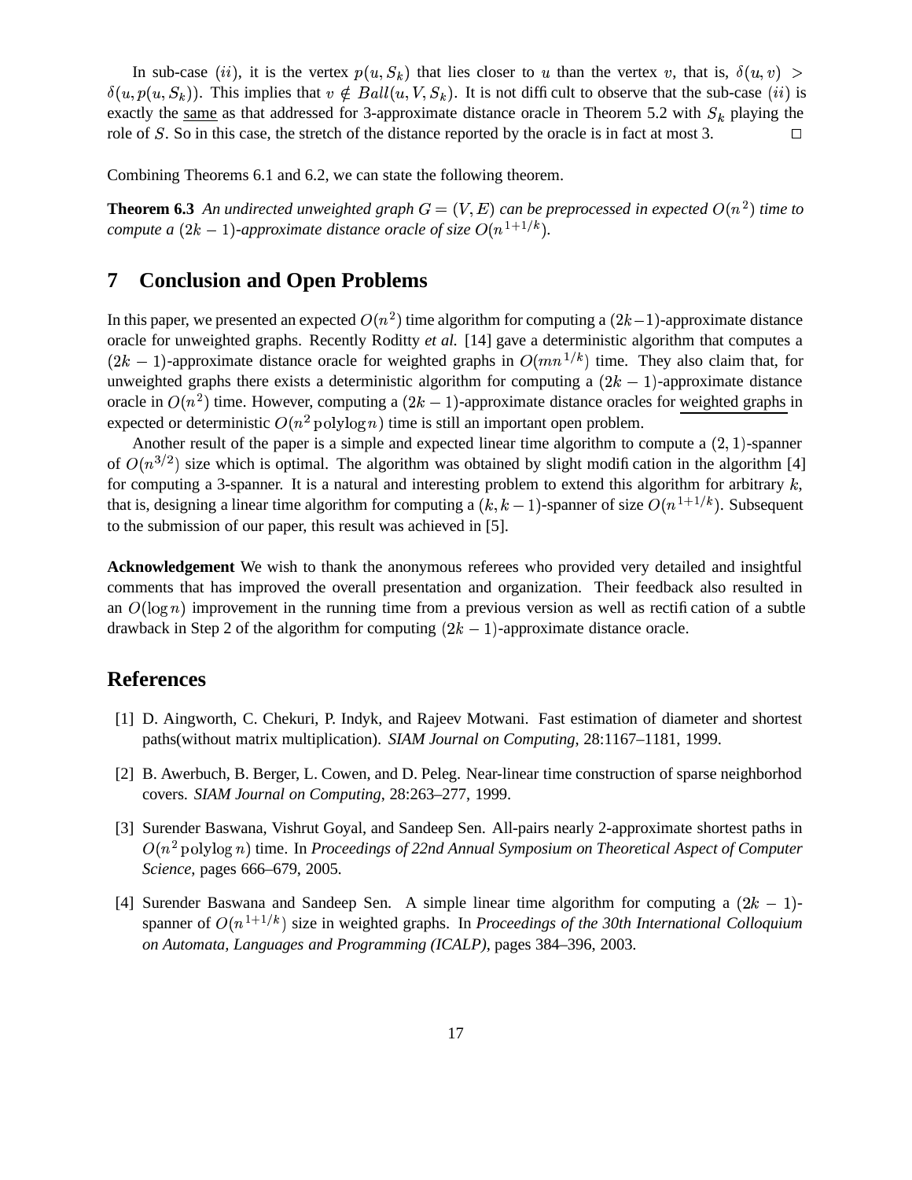In sub-case $(ii)$, it is the vertex $p(u, S_k)$ that lies closer to $u$ than the vertex $v$, that is, $\delta(u,v) > \delta(u, p(u, S_k))$. This implies that $v \notin Ball(u, V, S_k)$. It is not difficult to observe that the sub-case $(ii)$ is exactly the same as that addressed for 3-approximate distance oracle in Theorem 5.2 with $S_k$ playing the role of $S$. So in this case, the stretch of the distance reported by the oracle is in fact at most 3. □

Combining Theorems 6.1 and 6.2, we can state the following theorem.

**Theorem 6.3** *An undirected unweighted graph $G = (V, E)$ can be preprocessed in expected $O(n^2)$ time to compute a $(2k-1)$-approximate distance oracle of size $O(n^{1+1/k})$.*

## 7 Conclusion and Open Problems

In this paper, we presented an expected $O(n^2)$ time algorithm for computing a $(2k-1)$-approximate distance oracle for unweighted graphs. Recently Roditty *et al.* [14] gave a deterministic algorithm that computes a $(2k-1)$-approximate distance oracle for weighted graphs in $O(mn^{1/k})$ time. They also claim that, for unweighted graphs there exists a deterministic algorithm for computing a $(2k-1)$-approximate distance oracle in $O(n^2)$ time. However, computing a $(2k-1)$-approximate distance oracles for weighted graphs in expected or deterministic $O(n^2 \operatorname{polylog} n)$ time is still an important open problem.

Another result of the paper is a simple and expected linear time algorithm to compute a $(2,1)$-spanner of $O(n^{3/2})$ size which is optimal. The algorithm was obtained by slight modification in the algorithm [4] for computing a 3-spanner. It is a natural and interesting problem to extend this algorithm for arbitrary $k$, that is, designing a linear time algorithm for computing a $(k, k-1)$-spanner of size $O(n^{1+1/k})$. Subsequent to the submission of our paper, this result was achieved in [5].

**Acknowledgement** We wish to thank the anonymous referees who provided very detailed and insightful comments that has improved the overall presentation and organization. Their feedback also resulted in an $O(\log n)$ improvement in the running time from a previous version as well as rectification of a subtle drawback in Step 2 of the algorithm for computing $(2k-1)$-approximate distance oracle.

## References

[1] D. Aingworth, C. Chekuri, P. Indyk, and Rajeev Motwani. Fast estimation of diameter and shortest paths(without matrix multiplication). *SIAM Journal on Computing*, 28:1167–1181, 1999.

[2] B. Awerbuch, B. Berger, L. Cowen, and D. Peleg. Near-linear time construction of sparse neighborhod covers. *SIAM Journal on Computing*, 28:263–277, 1999.

[3] Surender Baswana, Vishrut Goyal, and Sandeep Sen. All-pairs nearly 2-approximate shortest paths in $O(n^2 \operatorname{polylog} n)$ time. In *Proceedings of 22nd Annual Symposium on Theoretical Aspect of Computer Science*, pages 666–679, 2005.

[4] Surender Baswana and Sandeep Sen. A simple linear time algorithm for computing a $(2k-1)$-spanner of $O(n^{1+1/k})$ size in weighted graphs. In *Proceedings of the 30th International Colloquium on Automata, Languages and Programming (ICALP)*, pages 384–396, 2003.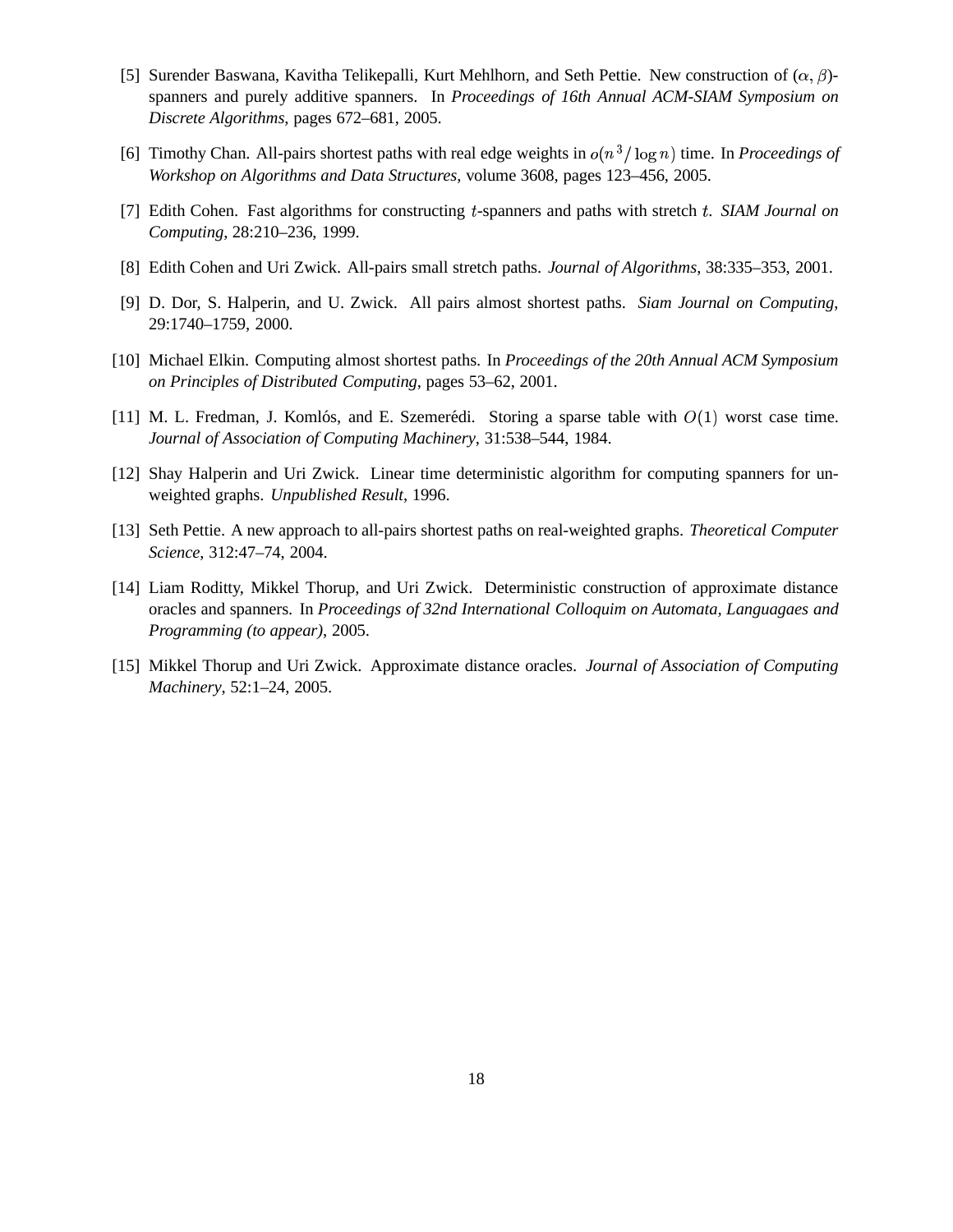[5] Surender Baswana, Kavitha Telikepalli, Kurt Mehlhorn, and Seth Pettie. New construction of $(\alpha, \beta)$-spanners and purely additive spanners. In *Proceedings of 16th Annual ACM-SIAM Symposium on Discrete Algorithms*, pages 672–681, 2005.

[6] Timothy Chan. All-pairs shortest paths with real edge weights in $o(n^3/\log n)$ time. In *Proceedings of Workshop on Algorithms and Data Structures*, volume 3608, pages 123–456, 2005.

[7] Edith Cohen. Fast algorithms for constructing $t$-spanners and paths with stretch $t$. *SIAM Journal on Computing*, 28:210–236, 1999.

[8] Edith Cohen and Uri Zwick. All-pairs small stretch paths. *Journal of Algorithms*, 38:335–353, 2001.

[9] D. Dor, S. Halperin, and U. Zwick. All pairs almost shortest paths. *Siam Journal on Computing*, 29:1740–1759, 2000.

[10] Michael Elkin. Computing almost shortest paths. In *Proceedings of the 20th Annual ACM Symposium on Principles of Distributed Computing*, pages 53–62, 2001.

[11] M. L. Fredman, J. Komlós, and E. Szemerédi. Storing a sparse table with $O(1)$ worst case time. *Journal of Association of Computing Machinery*, 31:538–544, 1984.

[12] Shay Halperin and Uri Zwick. Linear time deterministic algorithm for computing spanners for unweighted graphs. *Unpublished Result*, 1996.

[13] Seth Pettie. A new approach to all-pairs shortest paths on real-weighted graphs. *Theoretical Computer Science*, 312:47–74, 2004.

[14] Liam Roditty, Mikkel Thorup, and Uri Zwick. Deterministic construction of approximate distance oracles and spanners. In *Proceedings of 32nd International Colloquim on Automata, Languagaes and Programming (to appear)*, 2005.

[15] Mikkel Thorup and Uri Zwick. Approximate distance oracles. *Journal of Association of Computing Machinery*, 52:1–24, 2005.